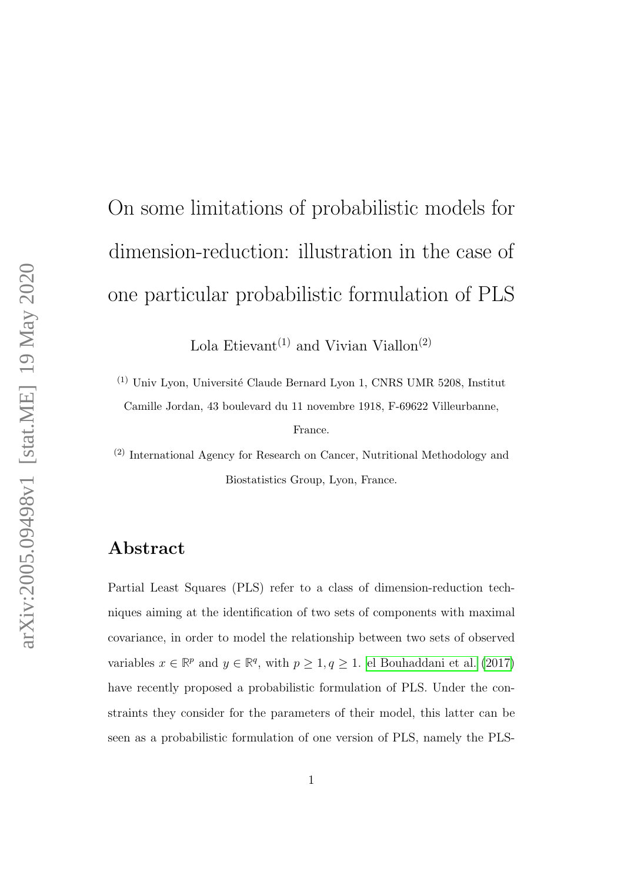# On some limitations of probabilistic models for dimension-reduction: illustration in the case of one particular probabilistic formulation of PLS

Lola Etievant[(1)] and Vivian Viallon[(2)]

[(1)] Univ Lyon, Université Claude Bernard Lyon 1, CNRS UMR 5208, Institut Camille Jordan, 43 boulevard du 11 novembre 1918, F-69622 Villeurbanne, France.

[(2)] International Agency for Research on Cancer, Nutritional Methodology and Biostatistics Group, Lyon, France.

## Abstract

Partial Least Squares (PLS) refer to a class of dimension-reduction techniques aiming at the identification of two sets of components with maximal covariance, in order to model the relationship between two sets of observed variables $x \in \mathbb{R}^p$ and $y \in \mathbb{R}^q$, with $p \geq 1, q \geq 1$. el Bouhaddani et al. (2017) have recently proposed a probabilistic formulation of PLS. Under the constraints they consider for the parameters of their model, this latter can be seen as a probabilistic formulation of one version of PLS, namely the PLS-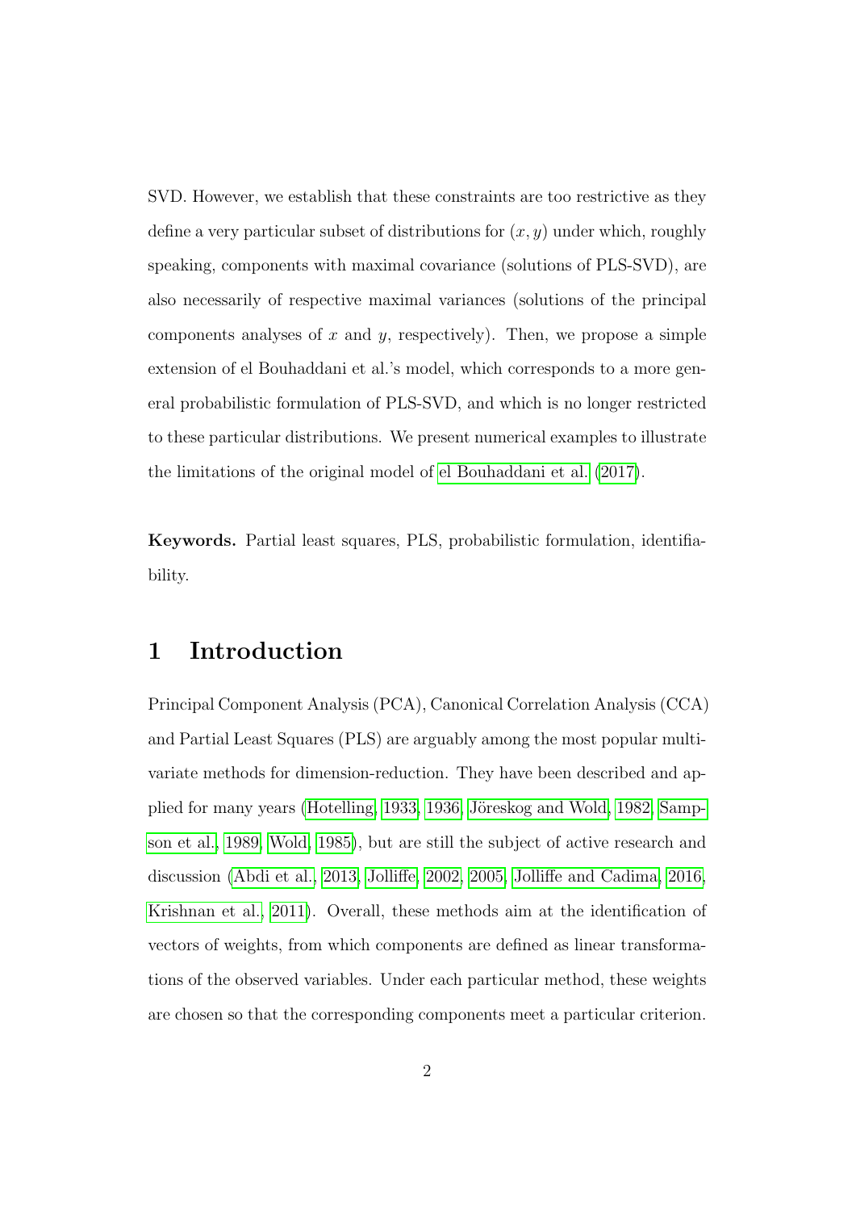SVD. However, we establish that these constraints are too restrictive as they define a very particular subset of distributions for $(x, y)$ under which, roughly speaking, components with maximal covariance (solutions of PLS-SVD), are also necessarily of respective maximal variances (solutions of the principal components analyses of $x$ and $y$, respectively). Then, we propose a simple extension of el Bouhaddani et al.'s model, which corresponds to a more general probabilistic formulation of PLS-SVD, and which is no longer restricted to these particular distributions. We present numerical examples to illustrate the limitations of the original model of el Bouhaddani et al. (2017).

**Keywords.** Partial least squares, PLS, probabilistic formulation, identifiability.

# 1 Introduction

Principal Component Analysis (PCA), Canonical Correlation Analysis (CCA) and Partial Least Squares (PLS) are arguably among the most popular multivariate methods for dimension-reduction. They have been described and applied for many years (Hotelling, 1933, 1936, Jöreskog and Wold, 1982, Sampson et al., 1989, Wold, 1985), but are still the subject of active research and discussion (Abdi et al., 2013, Jolliffe, 2002, 2005, Jolliffe and Cadima, 2016, Krishnan et al., 2011). Overall, these methods aim at the identification of vectors of weights, from which components are defined as linear transformations of the observed variables. Under each particular method, these weights are chosen so that the corresponding components meet a particular criterion.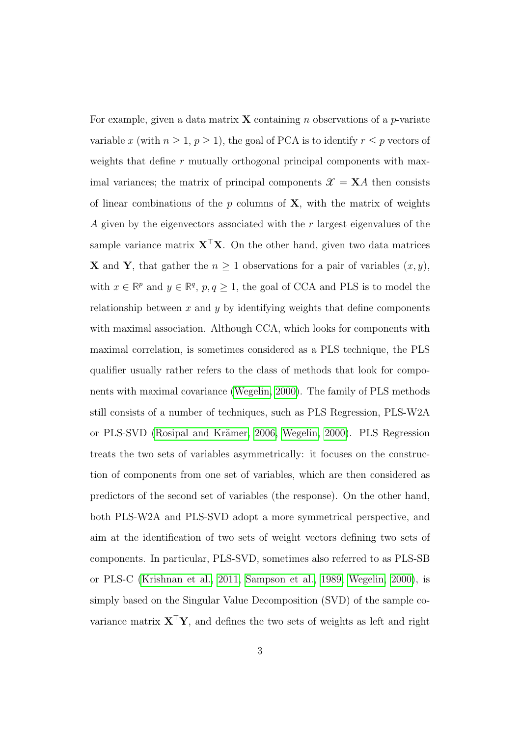For example, given a data matrix $\mathbf{X}$ containing $n$ observations of a $p$-variate variable $x$ (with $n \geq 1$, $p \geq 1$), the goal of PCA is to identify $r \leq p$ vectors of weights that define $r$ mutually orthogonal principal components with maximal variances; the matrix of principal components $\mathscr{X} = \mathbf{X}A$ then consists of linear combinations of the $p$ columns of $\mathbf{X}$, with the matrix of weights $A$ given by the eigenvectors associated with the $r$ largest eigenvalues of the sample variance matrix $\mathbf{X}^\top\mathbf{X}$. On the other hand, given two data matrices $\mathbf{X}$ and $\mathbf{Y}$, that gather the $n \geq 1$ observations for a pair of variables $(x, y)$, with $x \in \mathbb{R}^p$ and $y \in \mathbb{R}^q$, $p, q \geq 1$, the goal of CCA and PLS is to model the relationship between $x$ and $y$ by identifying weights that define components with maximal association. Although CCA, which looks for components with maximal correlation, is sometimes considered as a PLS technique, the PLS qualifier usually rather refers to the class of methods that look for components with maximal covariance (Wegelin, 2000). The family of PLS methods still consists of a number of techniques, such as PLS Regression, PLS-W2A or PLS-SVD (Rosipal and Krämer, 2006, Wegelin, 2000). PLS Regression treats the two sets of variables asymmetrically: it focuses on the construction of components from one set of variables, which are then considered as predictors of the second set of variables (the response). On the other hand, both PLS-W2A and PLS-SVD adopt a more symmetrical perspective, and aim at the identification of two sets of weight vectors defining two sets of components. In particular, PLS-SVD, sometimes also referred to as PLS-SB or PLS-C (Krishnan et al., 2011, Sampson et al., 1989, Wegelin, 2000), is simply based on the Singular Value Decomposition (SVD) of the sample covariance matrix $\mathbf{X}^\top\mathbf{Y}$, and defines the two sets of weights as left and right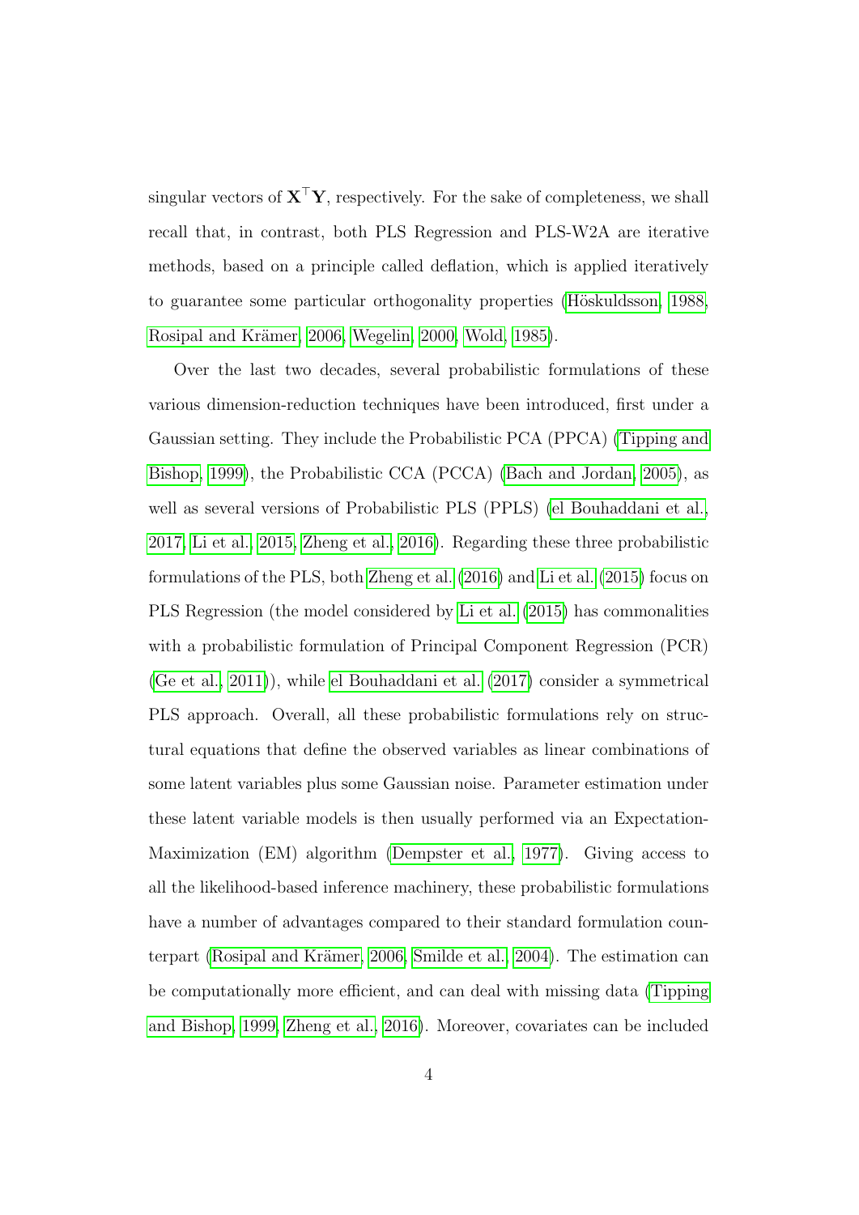singular vectors of $\mathbf{X}^\top \mathbf{Y}$, respectively. For the sake of completeness, we shall recall that, in contrast, both PLS Regression and PLS-W2A are iterative methods, based on a principle called deflation, which is applied iteratively to guarantee some particular orthogonality properties (Höskuldsson, 1988, Rosipal and Krämer, 2006, Wegelin, 2000, Wold, 1985).

Over the last two decades, several probabilistic formulations of these various dimension-reduction techniques have been introduced, first under a Gaussian setting. They include the Probabilistic PCA (PPCA) (Tipping and Bishop, 1999), the Probabilistic CCA (PCCA) (Bach and Jordan, 2005), as well as several versions of Probabilistic PLS (PPLS) (el Bouhaddani et al., 2017, Li et al., 2015, Zheng et al., 2016). Regarding these three probabilistic formulations of the PLS, both Zheng et al. (2016) and Li et al. (2015) focus on PLS Regression (the model considered by Li et al. (2015) has commonalities with a probabilistic formulation of Principal Component Regression (PCR) (Ge et al., 2011)), while el Bouhaddani et al. (2017) consider a symmetrical PLS approach. Overall, all these probabilistic formulations rely on structural equations that define the observed variables as linear combinations of some latent variables plus some Gaussian noise. Parameter estimation under these latent variable models is then usually performed via an Expectation-Maximization (EM) algorithm (Dempster et al., 1977). Giving access to all the likelihood-based inference machinery, these probabilistic formulations have a number of advantages compared to their standard formulation counterpart (Rosipal and Krämer, 2006, Smilde et al., 2004). The estimation can be computationally more efficient, and can deal with missing data (Tipping and Bishop, 1999, Zheng et al., 2016). Moreover, covariates can be included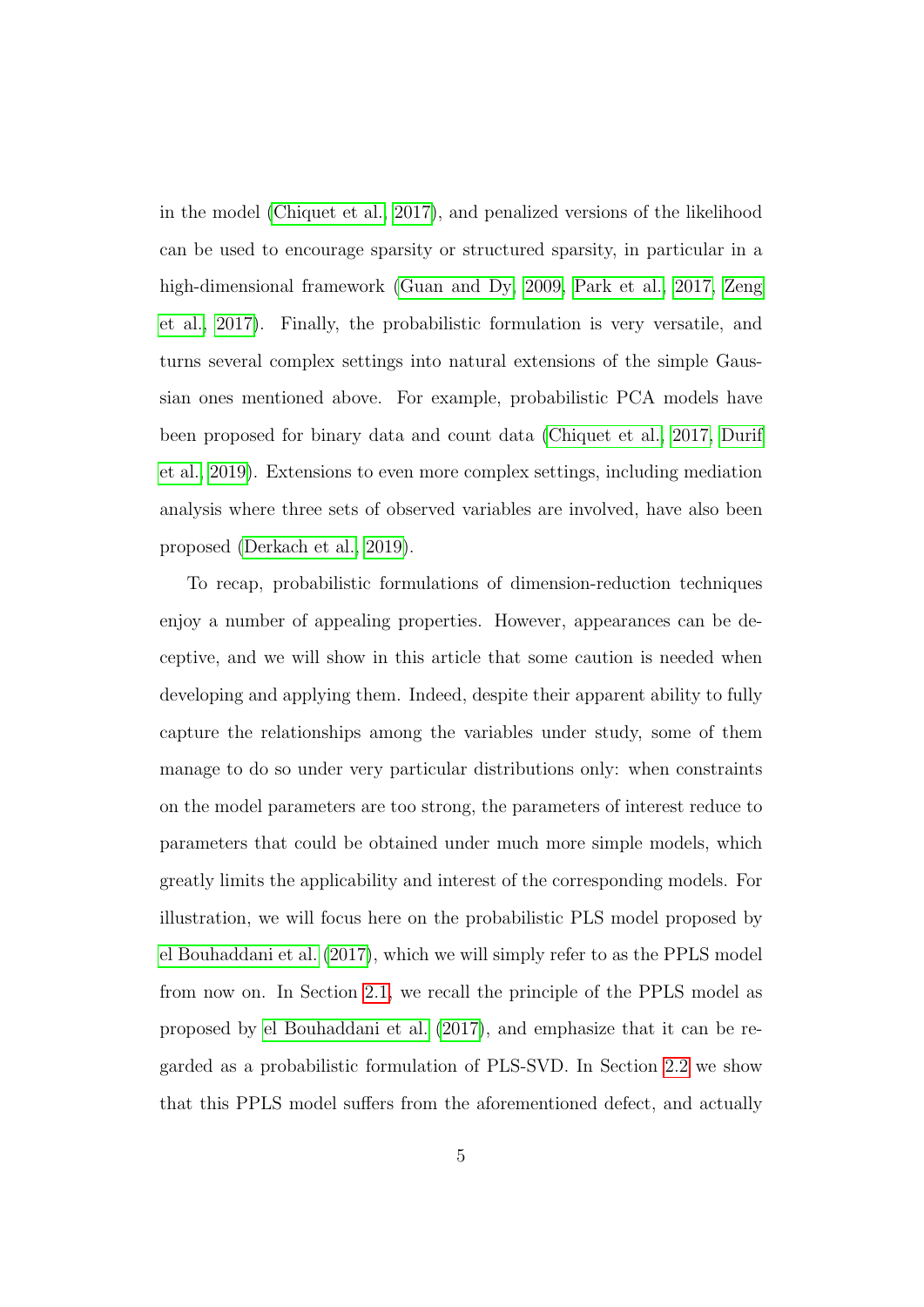in the model (Chiquet et al., 2017), and penalized versions of the likelihood can be used to encourage sparsity or structured sparsity, in particular in a high-dimensional framework (Guan and Dy, 2009, Park et al., 2017, Zeng et al., 2017). Finally, the probabilistic formulation is very versatile, and turns several complex settings into natural extensions of the simple Gaussian ones mentioned above. For example, probabilistic PCA models have been proposed for binary data and count data (Chiquet et al., 2017, Durif et al., 2019). Extensions to even more complex settings, including mediation analysis where three sets of observed variables are involved, have also been proposed (Derkach et al., 2019).

To recap, probabilistic formulations of dimension-reduction techniques enjoy a number of appealing properties. However, appearances can be deceptive, and we will show in this article that some caution is needed when developing and applying them. Indeed, despite their apparent ability to fully capture the relationships among the variables under study, some of them manage to do so under very particular distributions only: when constraints on the model parameters are too strong, the parameters of interest reduce to parameters that could be obtained under much more simple models, which greatly limits the applicability and interest of the corresponding models. For illustration, we will focus here on the probabilistic PLS model proposed by el Bouhaddani et al. (2017), which we will simply refer to as the PPLS model from now on. In Section 2.1, we recall the principle of the PPLS model as proposed by el Bouhaddani et al. (2017), and emphasize that it can be regarded as a probabilistic formulation of PLS-SVD. In Section 2.2 we show that this PPLS model suffers from the aforementioned defect, and actually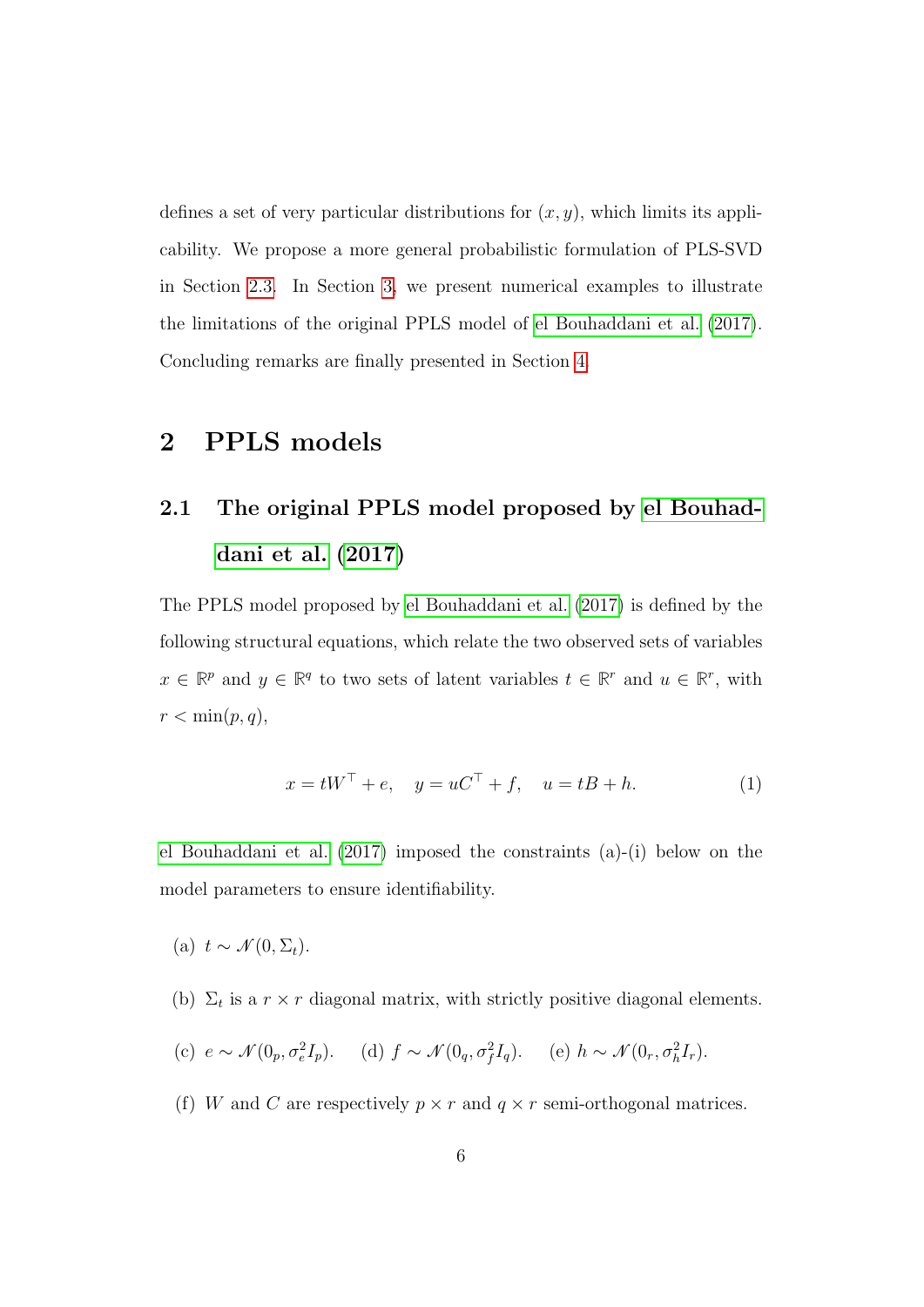defines a set of very particular distributions for $(x, y)$, which limits its applicability. We propose a more general probabilistic formulation of PLS-SVD in Section 2.3. In Section 3, we present numerical examples to illustrate the limitations of the original PPLS model of el Bouhaddani et al. (2017). Concluding remarks are finally presented in Section 4.

## 2 PPLS models

### 2.1 The original PPLS model proposed by el Bouhaddani et al. (2017)

The PPLS model proposed by el Bouhaddani et al. (2017) is defined by the following structural equations, which relate the two observed sets of variables $x \in \mathbb{R}^p$ and $y \in \mathbb{R}^q$ to two sets of latent variables $t \in \mathbb{R}^r$ and $u \in \mathbb{R}^r$, with $r < \min(p, q)$,

$$x = tW^\top + e, \quad y = uC^\top + f, \quad u = tB + h. \tag{1}$$

el Bouhaddani et al. (2017) imposed the constraints (a)-(i) below on the model parameters to ensure identifiability.

(a) $t \sim \mathcal{N}(0, \Sigma_t)$.

(b) $\Sigma_t$ is a $r \times r$ diagonal matrix, with strictly positive diagonal elements.

(c) $e \sim \mathcal{N}(0_p, \sigma_e^2 I_p)$. (d) $f \sim \mathcal{N}(0_q, \sigma_f^2 I_q)$. (e) $h \sim \mathcal{N}(0_r, \sigma_h^2 I_r)$.

(f) $W$ and $C$ are respectively $p \times r$ and $q \times r$ semi-orthogonal matrices.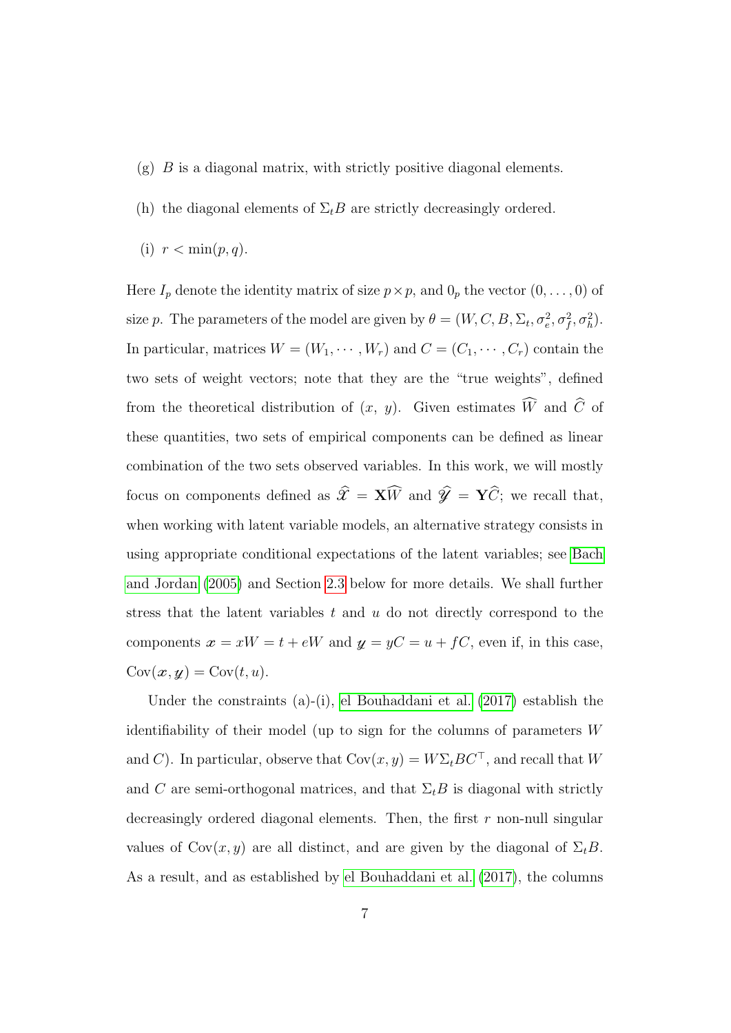(g) $B$ is a diagonal matrix, with strictly positive diagonal elements.

(h) the diagonal elements of $\Sigma_t B$ are strictly decreasingly ordered.

(i) $r < \min(p, q)$.

Here $I_p$ denote the identity matrix of size $p \times p$, and $0_p$ the vector $(0, \ldots, 0)$ of size $p$. The parameters of the model are given by $\theta = (W, C, B, \Sigma_t, \sigma_e^2, \sigma_f^2, \sigma_h^2)$. In particular, matrices $W = (W_1, \cdots, W_r)$ and $C = (C_1, \cdots, C_r)$ contain the two sets of weight vectors; note that they are the "true weights", defined from the theoretical distribution of $(x,\ y)$. Given estimates $\widehat{W}$ and $\widehat{C}$ of these quantities, two sets of empirical components can be defined as linear combination of the two sets observed variables. In this work, we will mostly focus on components defined as $\widehat{\mathscr{X}} = \mathbf{X}\widehat{W}$ and $\widehat{\mathscr{Y}} = \mathbf{Y}\widehat{C}$; we recall that, when working with latent variable models, an alternative strategy consists in using appropriate conditional expectations of the latent variables; see Bach and Jordan (2005) and Section 2.3 below for more details. We shall further stress that the latent variables $t$ and $u$ do not directly correspond to the components $\boldsymbol{x} = xW = t + eW$ and $\boldsymbol{y} = yC = u + fC$, even if, in this case, $\mathrm{Cov}(\boldsymbol{x}, \boldsymbol{y}) = \mathrm{Cov}(t, u)$.

Under the constraints (a)-(i), el Bouhaddani et al. (2017) establish the identifiability of their model (up to sign for the columns of parameters $W$ and $C$). In particular, observe that $\mathrm{Cov}(x, y) = W \Sigma_t B C^\top$, and recall that $W$ and $C$ are semi-orthogonal matrices, and that $\Sigma_t B$ is diagonal with strictly decreasingly ordered diagonal elements. Then, the first $r$ non-null singular values of $\mathrm{Cov}(x, y)$ are all distinct, and are given by the diagonal of $\Sigma_t B$. As a result, and as established by el Bouhaddani et al. (2017), the columns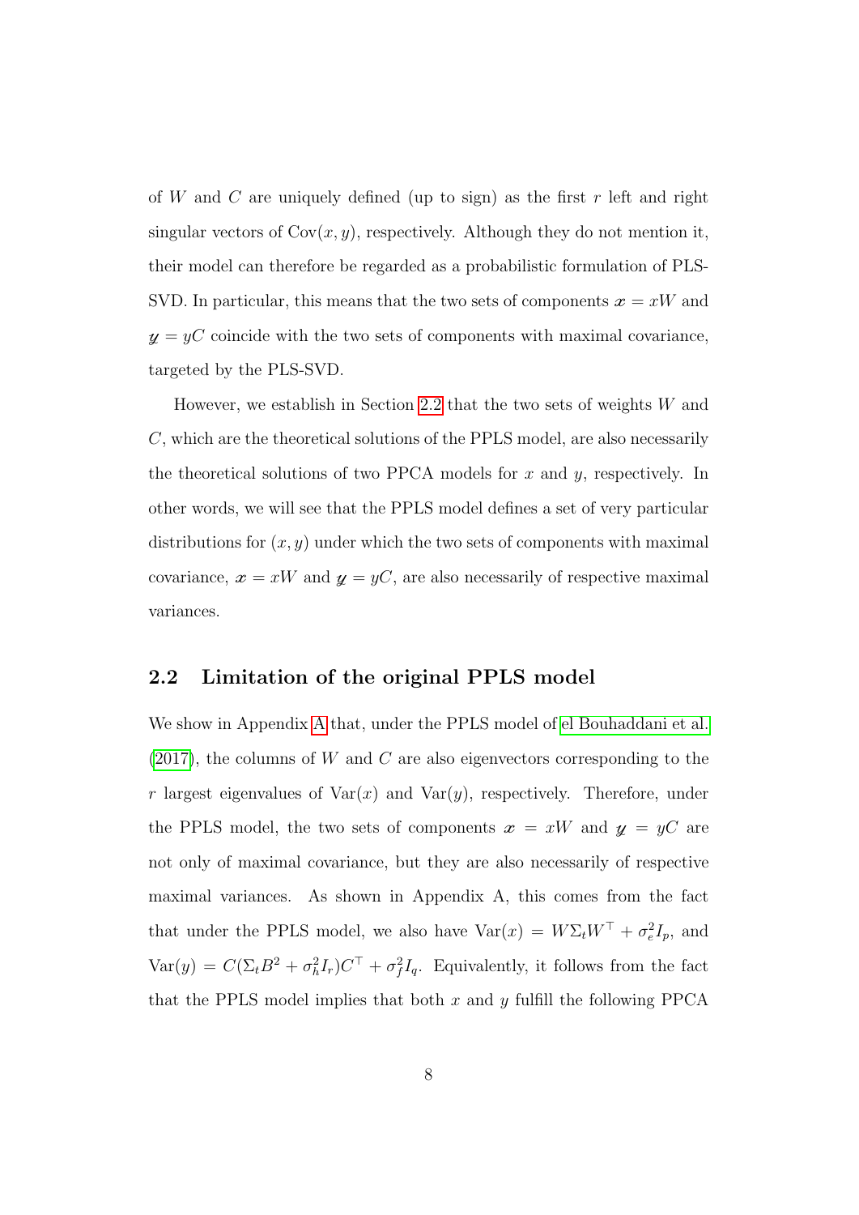of $W$ and $C$ are uniquely defined (up to sign) as the first $r$ left and right singular vectors of $\text{Cov}(x, y)$, respectively. Although they do not mention it, their model can therefore be regarded as a probabilistic formulation of PLS-SVD. In particular, this means that the two sets of components $\boldsymbol{x} = xW$ and $\boldsymbol{y} = yC$ coincide with the two sets of components with maximal covariance, targeted by the PLS-SVD.

However, we establish in Section 2.2 that the two sets of weights $W$ and $C$, which are the theoretical solutions of the PPLS model, are also necessarily the theoretical solutions of two PPCA models for $x$ and $y$, respectively. In other words, we will see that the PPLS model defines a set of very particular distributions for $(x, y)$ under which the two sets of components with maximal covariance, $\boldsymbol{x} = xW$ and $\boldsymbol{y} = yC$, are also necessarily of respective maximal variances.

## 2.2 Limitation of the original PPLS model

We show in Appendix A that, under the PPLS model of el Bouhaddani et al. (2017), the columns of $W$ and $C$ are also eigenvectors corresponding to the $r$ largest eigenvalues of $\text{Var}(x)$ and $\text{Var}(y)$, respectively. Therefore, under the PPLS model, the two sets of components $\boldsymbol{x} = xW$ and $\boldsymbol{y} = yC$ are not only of maximal covariance, but they are also necessarily of respective maximal variances. As shown in Appendix A, this comes from the fact that under the PPLS model, we also have $\text{Var}(x) = W\Sigma_t W^\top + \sigma_e^2 I_p$, and $\text{Var}(y) = C(\Sigma_t B^2 + \sigma_h^2 I_r)C^\top + \sigma_f^2 I_q$. Equivalently, it follows from the fact that the PPLS model implies that both $x$ and $y$ fulfill the following PPCA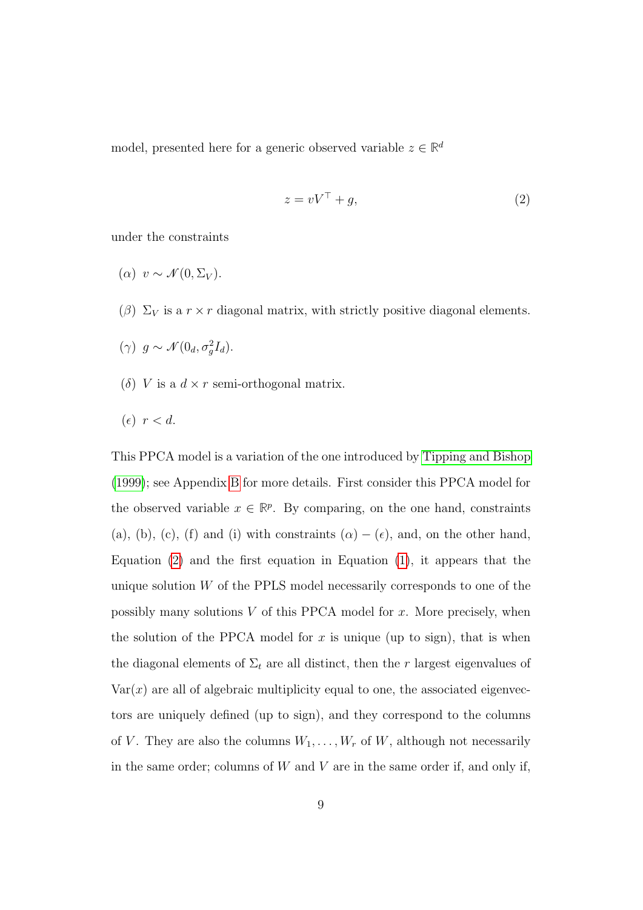model, presented here for a generic observed variable $z \in \mathbb{R}^d$

$$z = vV^\top + g, \tag{2}$$

under the constraints

($\alpha$) $v \sim \mathcal{N}(0, \Sigma_V)$.

($\beta$) $\Sigma_V$ is a $r \times r$ diagonal matrix, with strictly positive diagonal elements.

($\gamma$) $g \sim \mathcal{N}(0_d, \sigma_g^2 I_d)$.

($\delta$) $V$ is a $d \times r$ semi-orthogonal matrix.

($\epsilon$) $r < d$.

This PPCA model is a variation of the one introduced by Tipping and Bishop (1999); see Appendix B for more details. First consider this PPCA model for the observed variable $x \in \mathbb{R}^p$. By comparing, on the one hand, constraints (a), (b), (c), (f) and (i) with constraints $(\alpha) - (\epsilon)$, and, on the other hand, Equation (2) and the first equation in Equation (1), it appears that the unique solution $W$ of the PPLS model necessarily corresponds to one of the possibly many solutions $V$ of this PPCA model for $x$. More precisely, when the solution of the PPCA model for $x$ is unique (up to sign), that is when the diagonal elements of $\Sigma_t$ are all distinct, then the $r$ largest eigenvalues of $\mathrm{Var}(x)$ are all of algebraic multiplicity equal to one, the associated eigenvectors are uniquely defined (up to sign), and they correspond to the columns of $V$. They are also the columns $W_1, \ldots, W_r$ of $W$, although not necessarily in the same order; columns of $W$ and $V$ are in the same order if, and only if,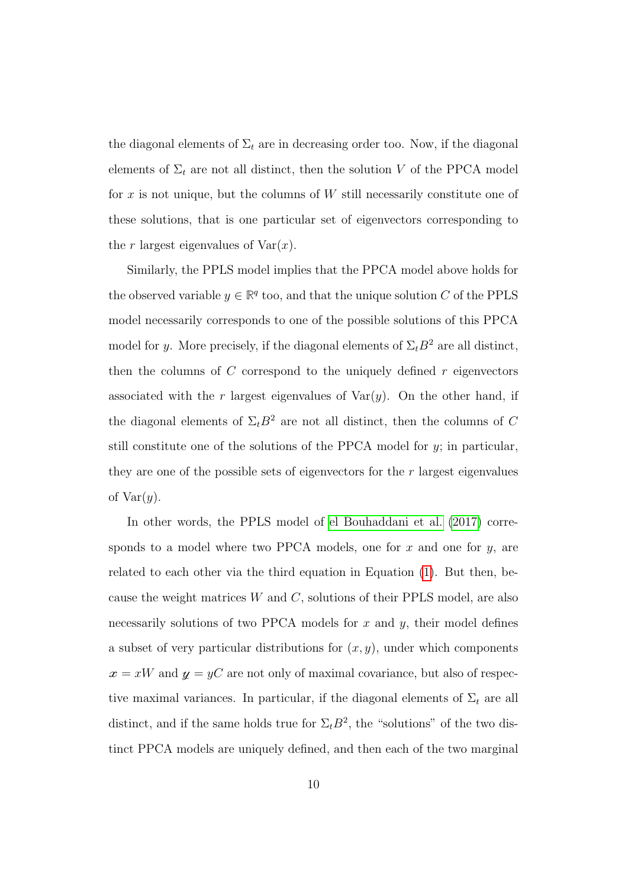the diagonal elements of $\Sigma_t$ are in decreasing order too. Now, if the diagonal elements of $\Sigma_t$ are not all distinct, then the solution $V$ of the PPCA model for $x$ is not unique, but the columns of $W$ still necessarily constitute one of these solutions, that is one particular set of eigenvectors corresponding to the $r$ largest eigenvalues of $\mathrm{Var}(x)$.

Similarly, the PPLS model implies that the PPCA model above holds for the observed variable $y \in \mathbb{R}^q$ too, and that the unique solution $C$ of the PPLS model necessarily corresponds to one of the possible solutions of this PPCA model for $y$. More precisely, if the diagonal elements of $\Sigma_t B^2$ are all distinct, then the columns of $C$ correspond to the uniquely defined $r$ eigenvectors associated with the $r$ largest eigenvalues of $\mathrm{Var}(y)$. On the other hand, if the diagonal elements of $\Sigma_t B^2$ are not all distinct, then the columns of $C$ still constitute one of the solutions of the PPCA model for $y$; in particular, they are one of the possible sets of eigenvectors for the $r$ largest eigenvalues of $\mathrm{Var}(y)$.

In other words, the PPLS model of el Bouhaddani et al. (2017) corresponds to a model where two PPCA models, one for $x$ and one for $y$, are related to each other via the third equation in Equation (1). But then, because the weight matrices $W$ and $C$, solutions of their PPLS model, are also necessarily solutions of two PPCA models for $x$ and $y$, their model defines a subset of very particular distributions for $(x, y)$, under which components $\boldsymbol{x} = xW$ and $\boldsymbol{y} = yC$ are not only of maximal covariance, but also of respective maximal variances. In particular, if the diagonal elements of $\Sigma_t$ are all distinct, and if the same holds true for $\Sigma_t B^2$, the "solutions" of the two distinct PPCA models are uniquely defined, and then each of the two marginal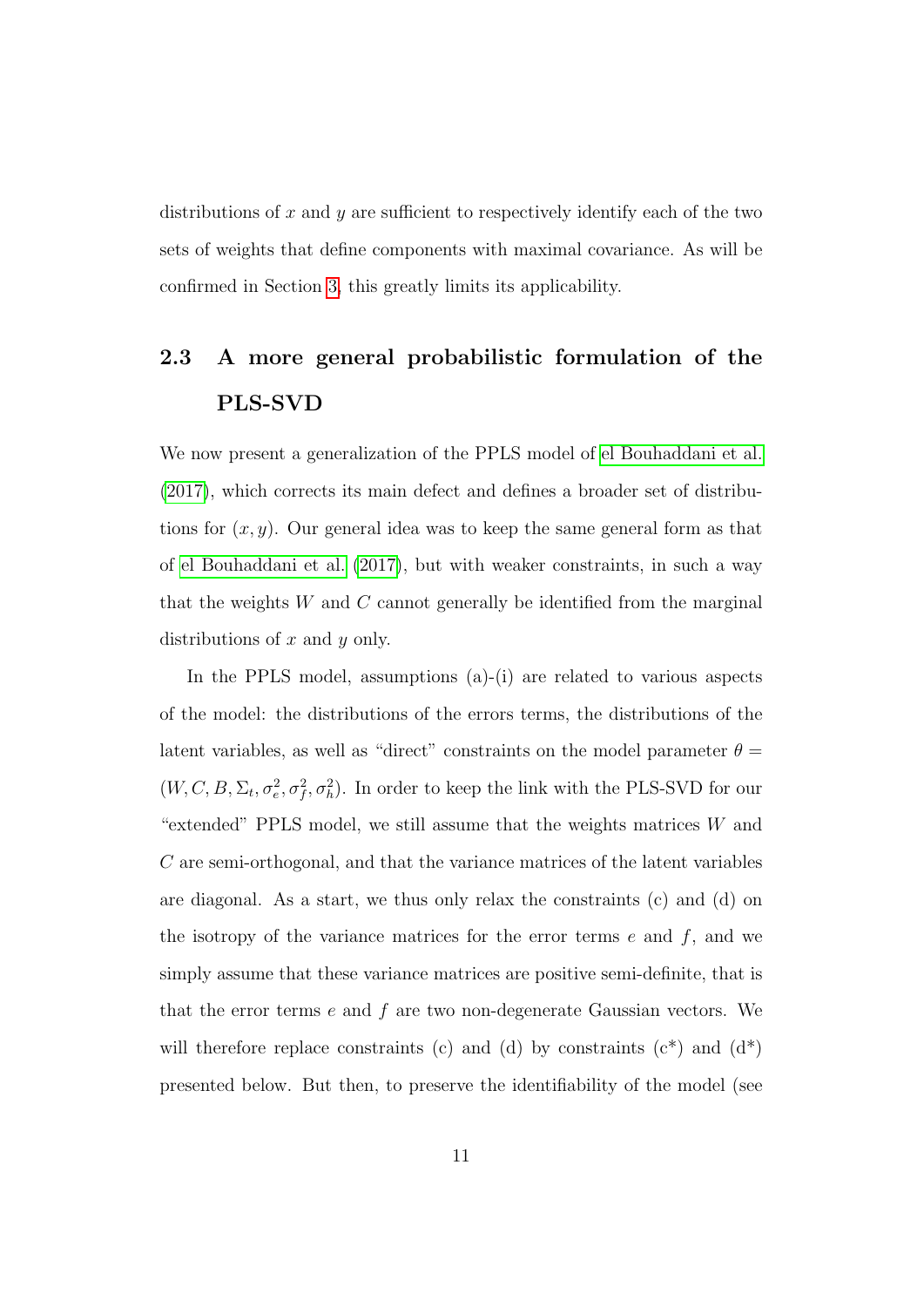distributions of $x$ and $y$ are sufficient to respectively identify each of the two sets of weights that define components with maximal covariance. As will be confirmed in Section 3, this greatly limits its applicability.

## 2.3 A more general probabilistic formulation of the PLS-SVD

We now present a generalization of the PPLS model of el Bouhaddani et al. (2017), which corrects its main defect and defines a broader set of distributions for $(x, y)$. Our general idea was to keep the same general form as that of el Bouhaddani et al. (2017), but with weaker constraints, in such a way that the weights $W$ and $C$ cannot generally be identified from the marginal distributions of $x$ and $y$ only.

In the PPLS model, assumptions (a)-(i) are related to various aspects of the model: the distributions of the errors terms, the distributions of the latent variables, as well as "direct" constraints on the model parameter $\theta = (W, C, B, \Sigma_t, \sigma_e^2, \sigma_f^2, \sigma_h^2)$. In order to keep the link with the PLS-SVD for our "extended" PPLS model, we still assume that the weights matrices $W$ and $C$ are semi-orthogonal, and that the variance matrices of the latent variables are diagonal. As a start, we thus only relax the constraints (c) and (d) on the isotropy of the variance matrices for the error terms $e$ and $f$, and we simply assume that these variance matrices are positive semi-definite, that is that the error terms $e$ and $f$ are two non-degenerate Gaussian vectors. We will therefore replace constraints (c) and (d) by constraints (c\*) and (d\*) presented below. But then, to preserve the identifiability of the model (see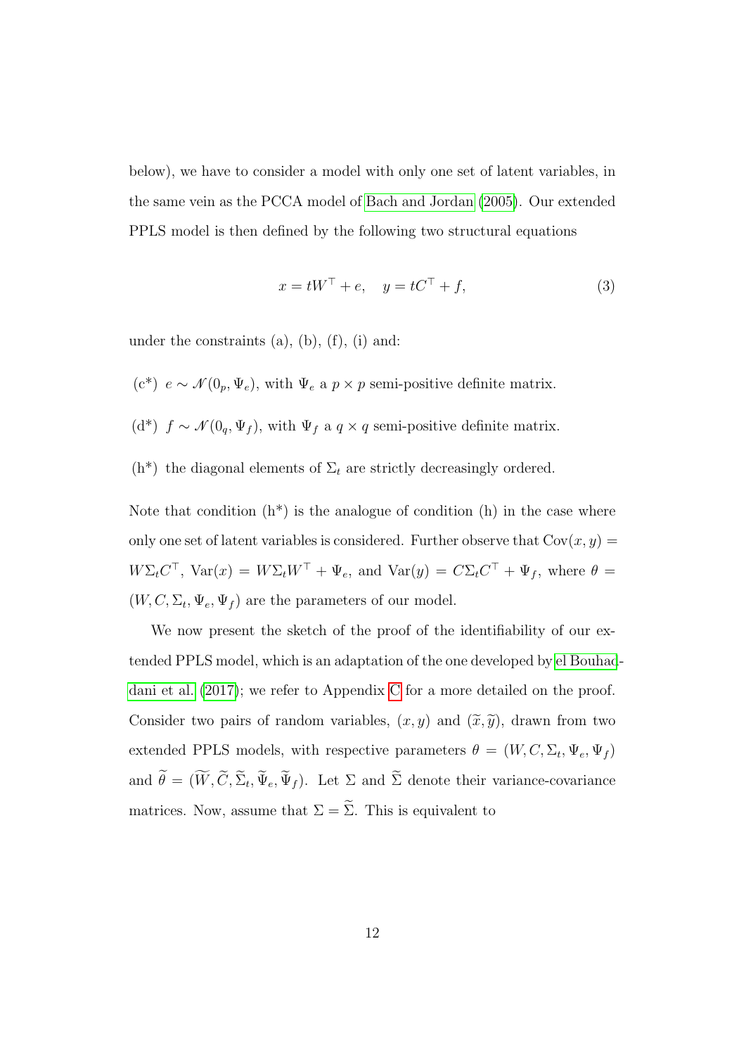below), we have to consider a model with only one set of latent variables, in the same vein as the PCCA model of Bach and Jordan (2005). Our extended PPLS model is then defined by the following two structural equations

$$x = tW^\top + e, \quad y = tC^\top + f, \tag{3}$$

under the constraints (a), (b), (f), (i) and:

(c*) $e \sim \mathcal{N}(0_p, \Psi_e)$, with $\Psi_e$ a $p \times p$ semi-positive definite matrix.

(d*) $f \sim \mathcal{N}(0_q, \Psi_f)$, with $\Psi_f$ a $q \times q$ semi-positive definite matrix.

(h*) the diagonal elements of $\Sigma_t$ are strictly decreasingly ordered.

Note that condition (h*) is the analogue of condition (h) in the case where only one set of latent variables is considered. Further observe that $\mathrm{Cov}(x, y) = W\Sigma_t C^\top$, $\mathrm{Var}(x) = W\Sigma_t W^\top + \Psi_e$, and $\mathrm{Var}(y) = C\Sigma_t C^\top + \Psi_f$, where $\theta = (W, C, \Sigma_t, \Psi_e, \Psi_f)$ are the parameters of our model.

We now present the sketch of the proof of the identifiability of our extended PPLS model, which is an adaptation of the one developed by el Bouhaddani et al. (2017); we refer to Appendix C for a more detailed on the proof. Consider two pairs of random variables, $(x, y)$ and $(\widetilde{x}, \widetilde{y})$, drawn from two extended PPLS models, with respective parameters $\theta = (W, C, \Sigma_t, \Psi_e, \Psi_f)$ and $\widetilde{\theta} = (\widetilde{W}, \widetilde{C}, \widetilde{\Sigma}_t, \widetilde{\Psi}_e, \widetilde{\Psi}_f)$. Let $\Sigma$ and $\widetilde{\Sigma}$ denote their variance-covariance matrices. Now, assume that $\Sigma = \widetilde{\Sigma}$. This is equivalent to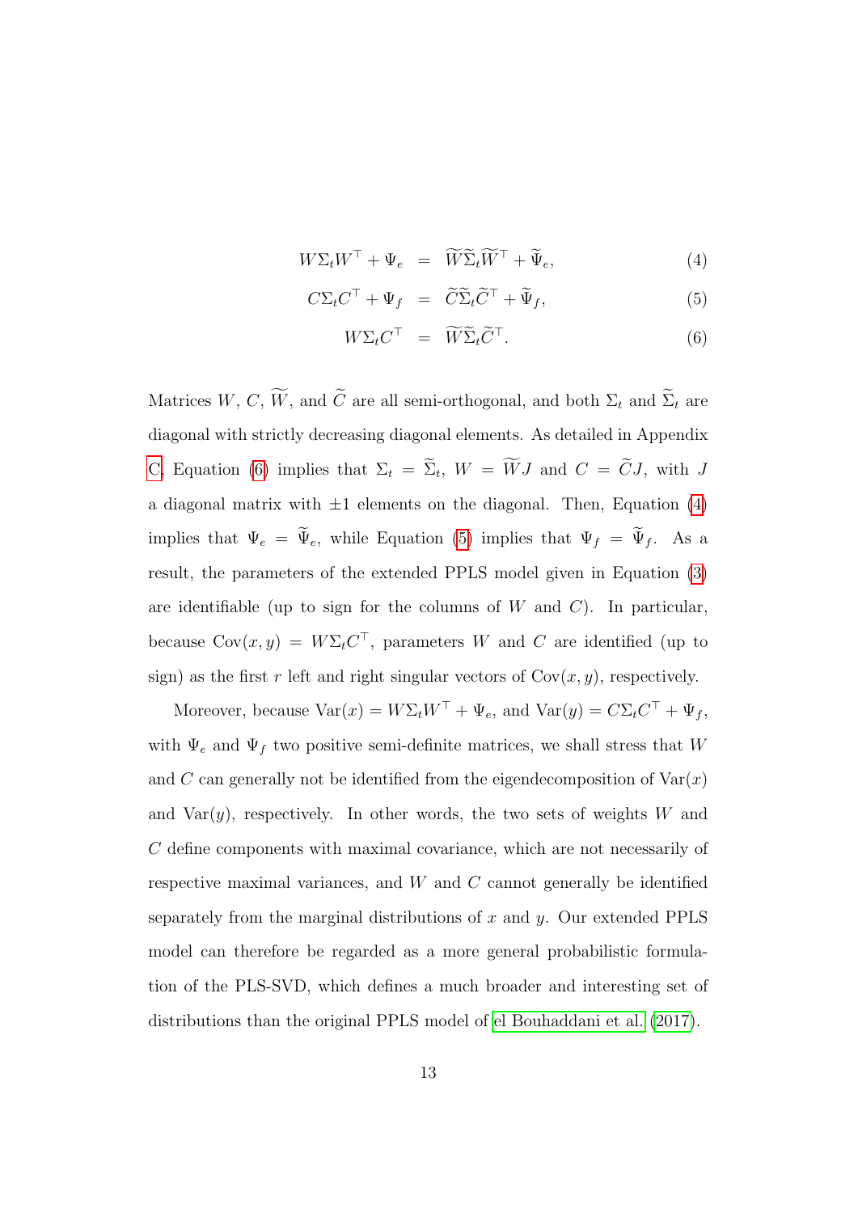$$
\begin{aligned}
W\Sigma_t W^\top + \Psi_e &= \widetilde{W}\widetilde{\Sigma}_t\widetilde{W}^\top + \widetilde{\Psi}_e, && (4) \\
C\Sigma_t C^\top + \Psi_f &= \widetilde{C}\widetilde{\Sigma}_t\widetilde{C}^\top + \widetilde{\Psi}_f, && (5) \\
W\Sigma_t C^\top &= \widetilde{W}\widetilde{\Sigma}_t\widetilde{C}^\top. && (6)
\end{aligned}
$$

Matrices $W$, $C$, $\widetilde{W}$, and $\widetilde{C}$ are all semi-orthogonal, and both $\Sigma_t$ and $\widetilde{\Sigma}_t$ are diagonal with strictly decreasing diagonal elements. As detailed in Appendix C, Equation (6) implies that $\Sigma_t = \widetilde{\Sigma}_t$, $W = \widetilde{W}J$ and $C = \widetilde{C}J$, with $J$ a diagonal matrix with $\pm 1$ elements on the diagonal. Then, Equation (4) implies that $\Psi_e = \widetilde{\Psi}_e$, while Equation (5) implies that $\Psi_f = \widetilde{\Psi}_f$. As a result, the parameters of the extended PPLS model given in Equation (3) are identifiable (up to sign for the columns of $W$ and $C$). In particular, because $\text{Cov}(x, y) = W\Sigma_t C^\top$, parameters $W$ and $C$ are identified (up to sign) as the first $r$ left and right singular vectors of $\text{Cov}(x, y)$, respectively.

Moreover, because $\text{Var}(x) = W\Sigma_t W^\top + \Psi_e$, and $\text{Var}(y) = C\Sigma_t C^\top + \Psi_f$, with $\Psi_e$ and $\Psi_f$ two positive semi-definite matrices, we shall stress that $W$ and $C$ can generally not be identified from the eigendecomposition of $\text{Var}(x)$ and $\text{Var}(y)$, respectively. In other words, the two sets of weights $W$ and $C$ define components with maximal covariance, which are not necessarily of respective maximal variances, and $W$ and $C$ cannot generally be identified separately from the marginal distributions of $x$ and $y$. Our extended PPLS model can therefore be regarded as a more general probabilistic formulation of the PLS-SVD, which defines a much broader and interesting set of distributions than the original PPLS model of el Bouhaddani et al. (2017).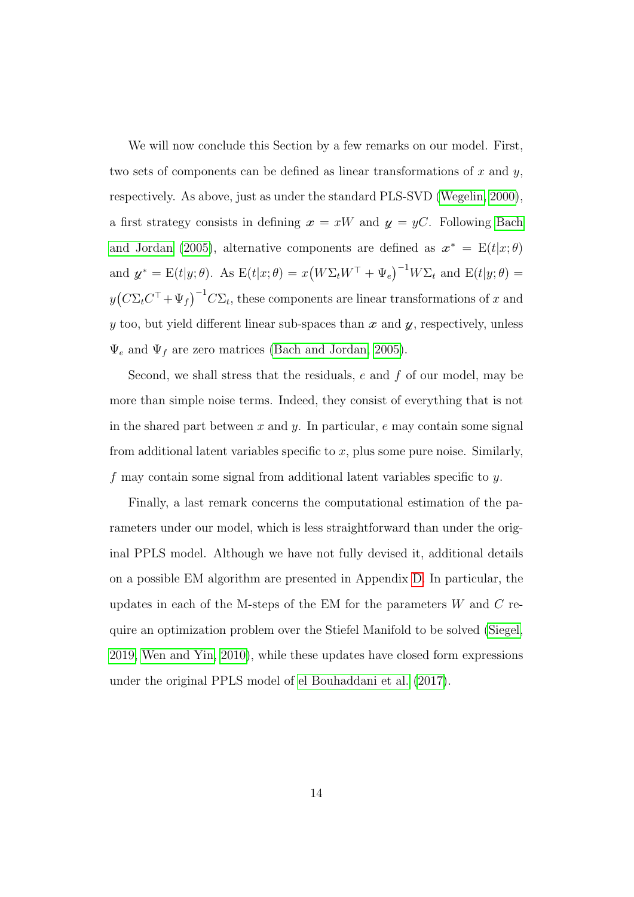We will now conclude this Section by a few remarks on our model. First, two sets of components can be defined as linear transformations of $x$ and $y$, respectively. As above, just as under the standard PLS-SVD (Wegelin, 2000), a first strategy consists in defining $\boldsymbol{x} = xW$ and $\boldsymbol{y} = yC$. Following Bach and Jordan (2005), alternative components are defined as $\boldsymbol{x}^* = \mathrm{E}(t|x;\theta)$ and $\boldsymbol{y}^* = \mathrm{E}(t|y;\theta)$. As $\mathrm{E}(t|x;\theta) = x\big(W\Sigma_t W^\top + \Psi_e\big)^{-1} W\Sigma_t$ and $\mathrm{E}(t|y;\theta) = y\big(C\Sigma_t C^\top + \Psi_f\big)^{-1} C\Sigma_t$, these components are linear transformations of $x$ and $y$ too, but yield different linear sub-spaces than $\boldsymbol{x}$ and $\boldsymbol{y}$, respectively, unless $\Psi_e$ and $\Psi_f$ are zero matrices (Bach and Jordan, 2005).

Second, we shall stress that the residuals, $e$ and $f$ of our model, may be more than simple noise terms. Indeed, they consist of everything that is not in the shared part between $x$ and $y$. In particular, $e$ may contain some signal from additional latent variables specific to $x$, plus some pure noise. Similarly, $f$ may contain some signal from additional latent variables specific to $y$.

Finally, a last remark concerns the computational estimation of the parameters under our model, which is less straightforward than under the original PPLS model. Although we have not fully devised it, additional details on a possible EM algorithm are presented in Appendix D. In particular, the updates in each of the M-steps of the EM for the parameters $W$ and $C$ require an optimization problem over the Stiefel Manifold to be solved (Siegel, 2019, Wen and Yin, 2010), while these updates have closed form expressions under the original PPLS model of el Bouhaddani et al. (2017).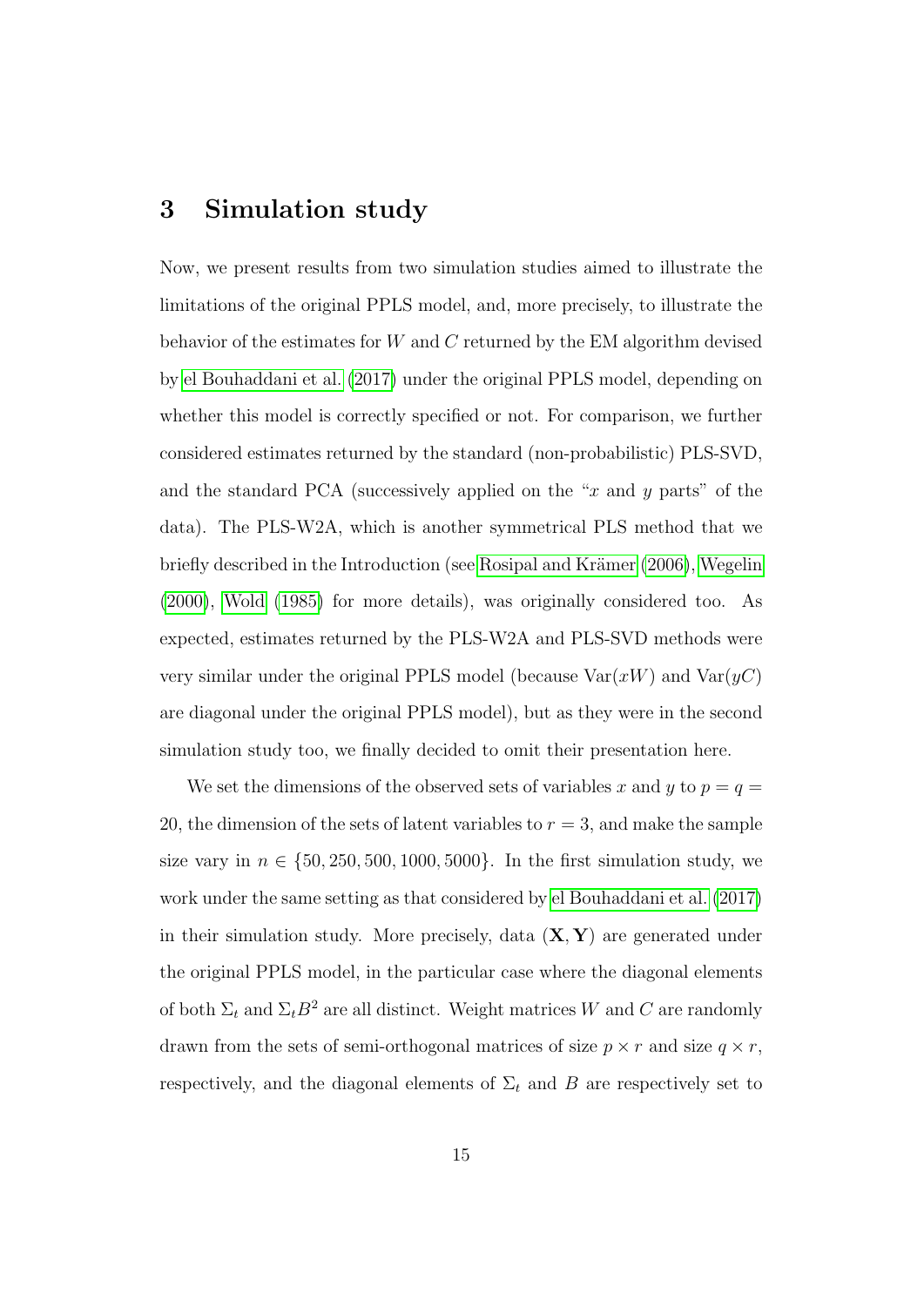## 3 Simulation study

Now, we present results from two simulation studies aimed to illustrate the limitations of the original PPLS model, and, more precisely, to illustrate the behavior of the estimates for $W$ and $C$ returned by the EM algorithm devised by el Bouhaddani et al. (2017) under the original PPLS model, depending on whether this model is correctly specified or not. For comparison, we further considered estimates returned by the standard (non-probabilistic) PLS-SVD, and the standard PCA (successively applied on the "$x$ and $y$ parts" of the data). The PLS-W2A, which is another symmetrical PLS method that we briefly described in the Introduction (see Rosipal and Krämer (2006), Wegelin (2000), Wold (1985) for more details), was originally considered too. As expected, estimates returned by the PLS-W2A and PLS-SVD methods were very similar under the original PPLS model (because $\mathrm{Var}(xW)$ and $\mathrm{Var}(yC)$ are diagonal under the original PPLS model), but as they were in the second simulation study too, we finally decided to omit their presentation here.

We set the dimensions of the observed sets of variables $x$ and $y$ to $p = q = 20$, the dimension of the sets of latent variables to $r = 3$, and make the sample size vary in $n \in \{50, 250, 500, 1000, 5000\}$. In the first simulation study, we work under the same setting as that considered by el Bouhaddani et al. (2017) in their simulation study. More precisely, data $(\mathbf{X}, \mathbf{Y})$ are generated under the original PPLS model, in the particular case where the diagonal elements of both $\Sigma_t$ and $\Sigma_t B^2$ are all distinct. Weight matrices $W$ and $C$ are randomly drawn from the sets of semi-orthogonal matrices of size $p \times r$ and size $q \times r$, respectively, and the diagonal elements of $\Sigma_t$ and $B$ are respectively set to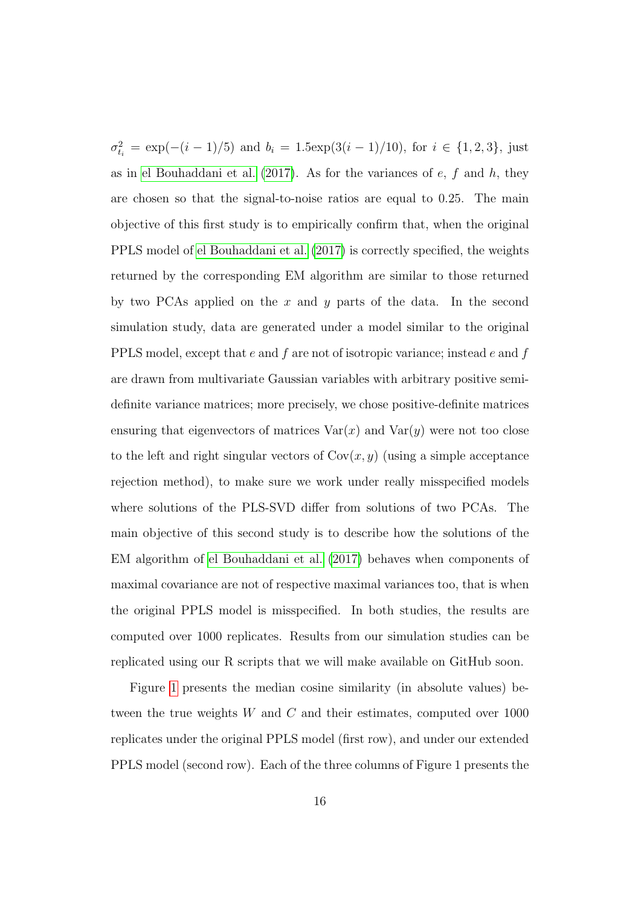$\sigma^2_{t_i} = \exp(-(i-1)/5)$ and $b_i = 1.5\exp(3(i-1)/10)$, for $i \in \{1, 2, 3\}$, just as in el Bouhaddani et al. (2017). As for the variances of $e$, $f$ and $h$, they are chosen so that the signal-to-noise ratios are equal to 0.25. The main objective of this first study is to empirically confirm that, when the original PPLS model of el Bouhaddani et al. (2017) is correctly specified, the weights returned by the corresponding EM algorithm are similar to those returned by two PCAs applied on the $x$ and $y$ parts of the data. In the second simulation study, data are generated under a model similar to the original PPLS model, except that $e$ and $f$ are not of isotropic variance; instead $e$ and $f$ are drawn from multivariate Gaussian variables with arbitrary positive semi-definite variance matrices; more precisely, we chose positive-definite matrices ensuring that eigenvectors of matrices $\text{Var}(x)$ and $\text{Var}(y)$ were not too close to the left and right singular vectors of $\text{Cov}(x, y)$ (using a simple acceptance rejection method), to make sure we work under really misspecified models where solutions of the PLS-SVD differ from solutions of two PCAs. The main objective of this second study is to describe how the solutions of the EM algorithm of el Bouhaddani et al. (2017) behaves when components of maximal covariance are not of respective maximal variances too, that is when the original PPLS model is misspecified. In both studies, the results are computed over 1000 replicates. Results from our simulation studies can be replicated using our R scripts that we will make available on GitHub soon.

Figure 1 presents the median cosine similarity (in absolute values) between the true weights $W$ and $C$ and their estimates, computed over 1000 replicates under the original PPLS model (first row), and under our extended PPLS model (second row). Each of the three columns of Figure 1 presents the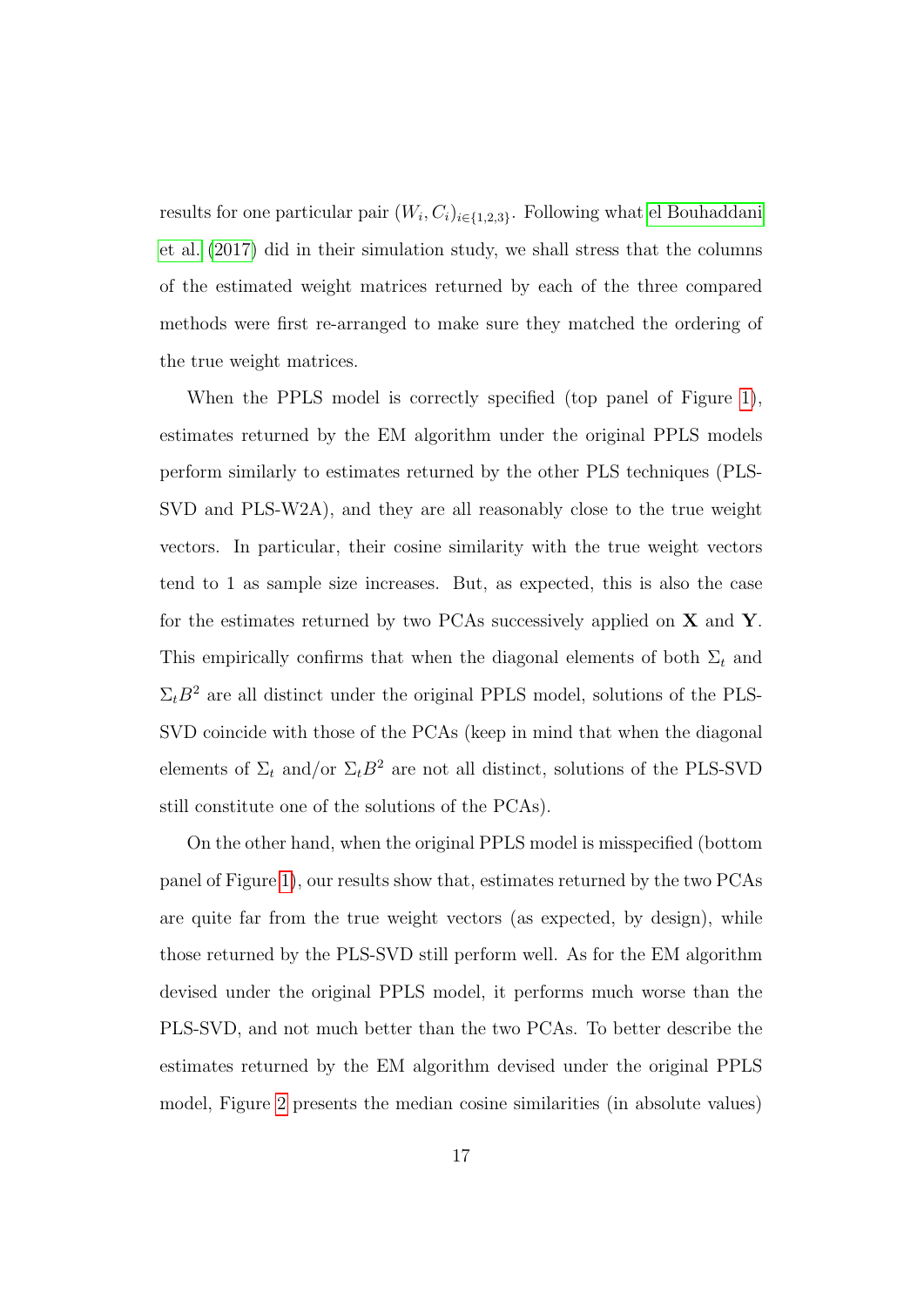results for one particular pair $(W_i, C_i)_{i\in\{1,2,3\}}$. Following what el Bouhaddani et al. (2017) did in their simulation study, we shall stress that the columns of the estimated weight matrices returned by each of the three compared methods were first re-arranged to make sure they matched the ordering of the true weight matrices.

When the PPLS model is correctly specified (top panel of Figure 1), estimates returned by the EM algorithm under the original PPLS models perform similarly to estimates returned by the other PLS techniques (PLS-SVD and PLS-W2A), and they are all reasonably close to the true weight vectors. In particular, their cosine similarity with the true weight vectors tend to 1 as sample size increases. But, as expected, this is also the case for the estimates returned by two PCAs successively applied on $\mathbf{X}$ and $\mathbf{Y}$. This empirically confirms that when the diagonal elements of both $\Sigma_t$ and $\Sigma_t B^2$ are all distinct under the original PPLS model, solutions of the PLS-SVD coincide with those of the PCAs (keep in mind that when the diagonal elements of $\Sigma_t$ and/or $\Sigma_t B^2$ are not all distinct, solutions of the PLS-SVD still constitute one of the solutions of the PCAs).

On the other hand, when the original PPLS model is misspecified (bottom panel of Figure 1), our results show that, estimates returned by the two PCAs are quite far from the true weight vectors (as expected, by design), while those returned by the PLS-SVD still perform well. As for the EM algorithm devised under the original PPLS model, it performs much worse than the PLS-SVD, and not much better than the two PCAs. To better describe the estimates returned by the EM algorithm devised under the original PPLS model, Figure 2 presents the median cosine similarities (in absolute values)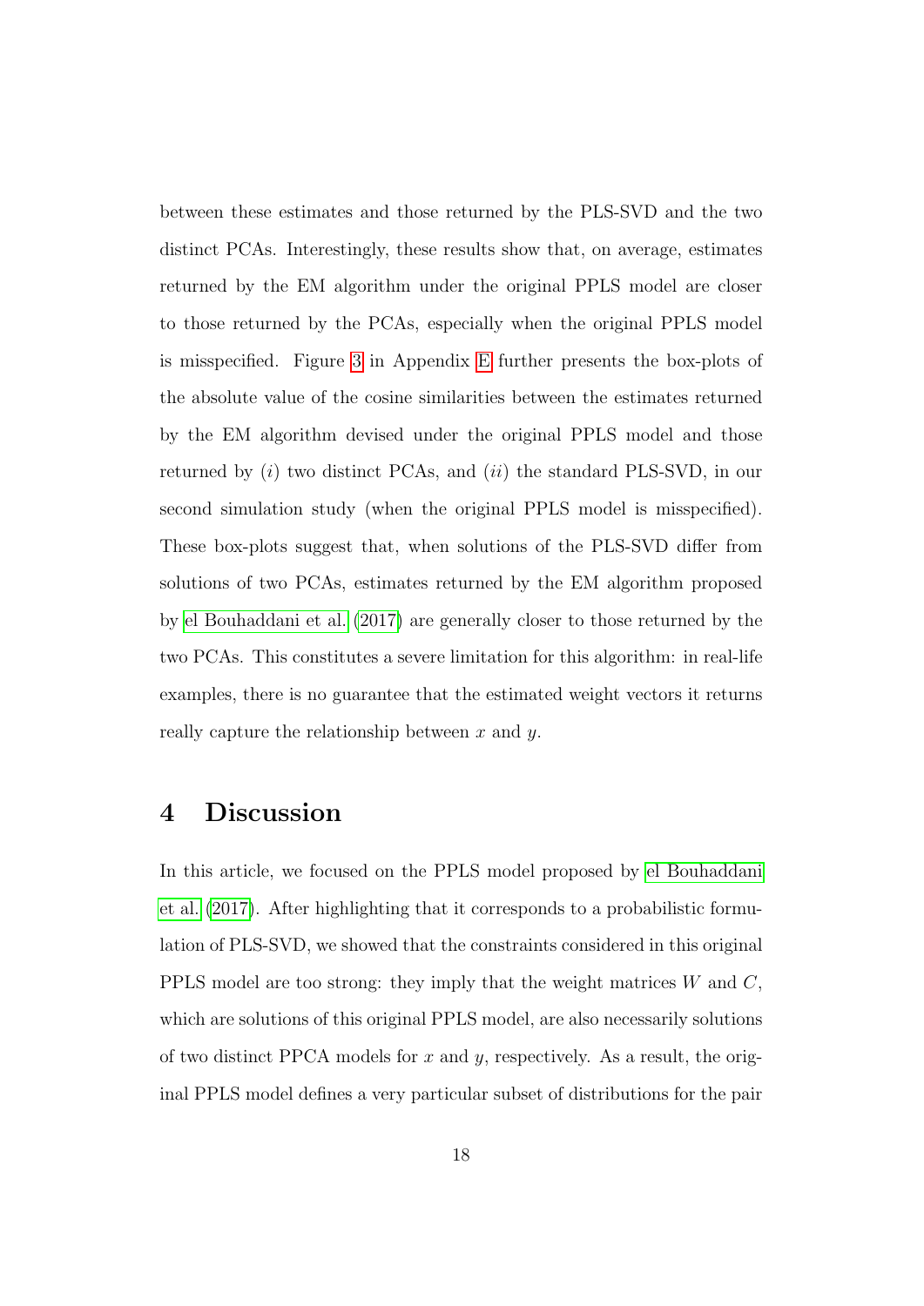between these estimates and those returned by the PLS-SVD and the two distinct PCAs. Interestingly, these results show that, on average, estimates returned by the EM algorithm under the original PPLS model are closer to those returned by the PCAs, especially when the original PPLS model is misspecified. Figure 3 in Appendix E further presents the box-plots of the absolute value of the cosine similarities between the estimates returned by the EM algorithm devised under the original PPLS model and those returned by (*i*) two distinct PCAs, and (*ii*) the standard PLS-SVD, in our second simulation study (when the original PPLS model is misspecified). These box-plots suggest that, when solutions of the PLS-SVD differ from solutions of two PCAs, estimates returned by the EM algorithm proposed by el Bouhaddani et al. (2017) are generally closer to those returned by the two PCAs. This constitutes a severe limitation for this algorithm: in real-life examples, there is no guarantee that the estimated weight vectors it returns really capture the relationship between $x$ and $y$.

# 4 Discussion

In this article, we focused on the PPLS model proposed by el Bouhaddani et al. (2017). After highlighting that it corresponds to a probabilistic formulation of PLS-SVD, we showed that the constraints considered in this original PPLS model are too strong: they imply that the weight matrices $W$ and $C$, which are solutions of this original PPLS model, are also necessarily solutions of two distinct PPCA models for $x$ and $y$, respectively. As a result, the original PPLS model defines a very particular subset of distributions for the pair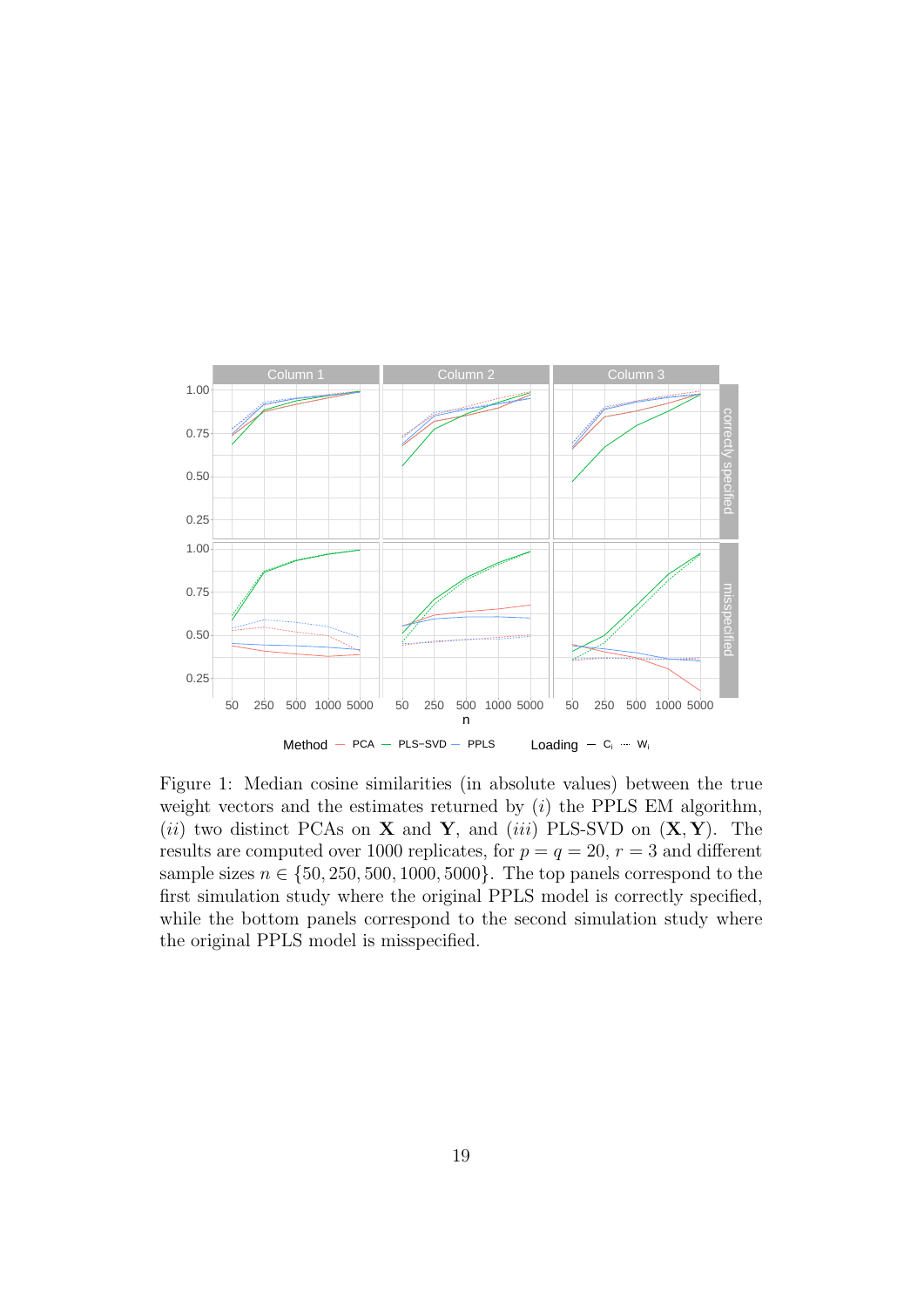Figure 1: Median cosine similarities (in absolute values) between the true weight vectors and the estimates returned by ($i$) the PPLS EM algorithm, ($ii$) two distinct PCAs on $\mathbf{X}$ and $\mathbf{Y}$, and ($iii$) PLS-SVD on $(\mathbf{X}, \mathbf{Y})$. The results are computed over 1000 replicates, for $p = q = 20$, $r = 3$ and different sample sizes $n \in \{50, 250, 500, 1000, 5000\}$. The top panels correspond to the first simulation study where the original PPLS model is correctly specified, while the bottom panels correspond to the second simulation study where the original PPLS model is misspecified.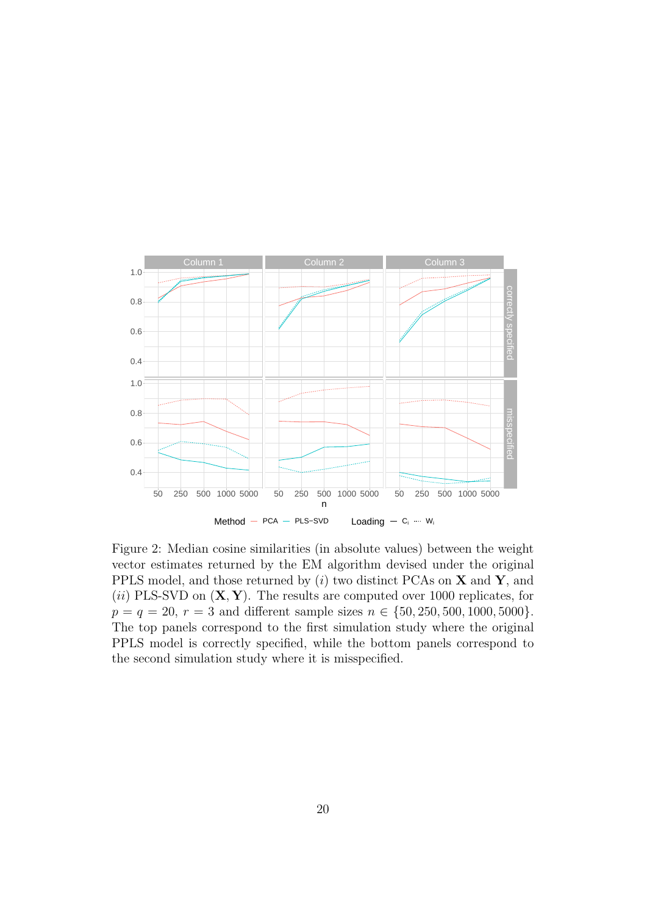Figure 2: Median cosine similarities (in absolute values) between the weight vector estimates returned by the EM algorithm devised under the original PPLS model, and those returned by $(i)$ two distinct PCAs on $\mathbf{X}$ and $\mathbf{Y}$, and $(ii)$ PLS-SVD on $(\mathbf{X}, \mathbf{Y})$. The results are computed over 1000 replicates, for $p = q = 20$, $r = 3$ and different sample sizes $n \in \{50, 250, 500, 1000, 5000\}$. The top panels correspond to the first simulation study where the original PPLS model is correctly specified, while the bottom panels correspond to the second simulation study where it is misspecified.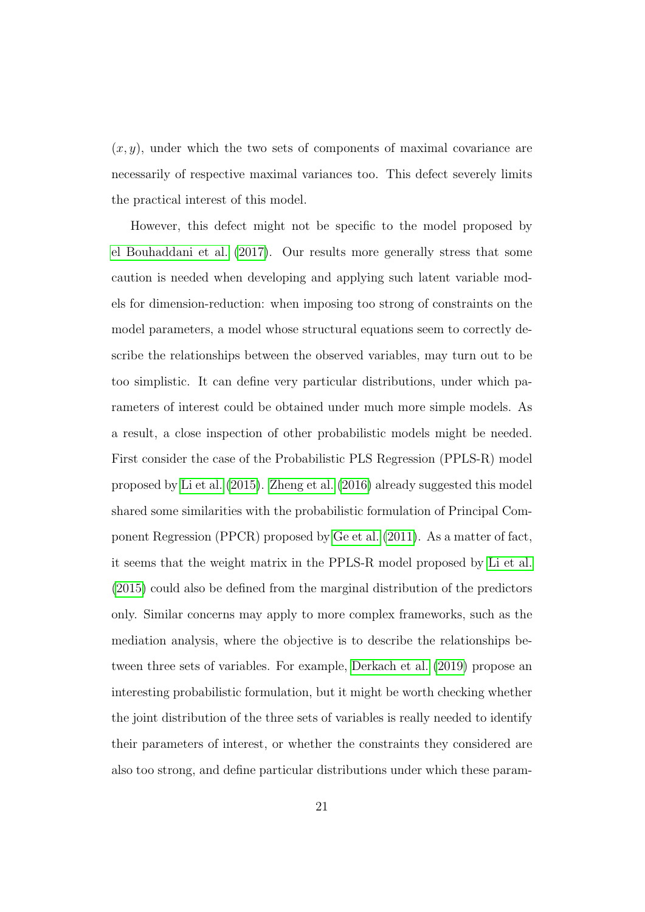$(x, y)$, under which the two sets of components of maximal covariance are necessarily of respective maximal variances too. This defect severely limits the practical interest of this model.

However, this defect might not be specific to the model proposed by el Bouhaddani et al. (2017). Our results more generally stress that some caution is needed when developing and applying such latent variable models for dimension-reduction: when imposing too strong of constraints on the model parameters, a model whose structural equations seem to correctly describe the relationships between the observed variables, may turn out to be too simplistic. It can define very particular distributions, under which parameters of interest could be obtained under much more simple models. As a result, a close inspection of other probabilistic models might be needed. First consider the case of the Probabilistic PLS Regression (PPLS-R) model proposed by Li et al. (2015). Zheng et al. (2016) already suggested this model shared some similarities with the probabilistic formulation of Principal Component Regression (PPCR) proposed by Ge et al. (2011). As a matter of fact, it seems that the weight matrix in the PPLS-R model proposed by Li et al. (2015) could also be defined from the marginal distribution of the predictors only. Similar concerns may apply to more complex frameworks, such as the mediation analysis, where the objective is to describe the relationships between three sets of variables. For example, Derkach et al. (2019) propose an interesting probabilistic formulation, but it might be worth checking whether the joint distribution of the three sets of variables is really needed to identify their parameters of interest, or whether the constraints they considered are also too strong, and define particular distributions under which these param-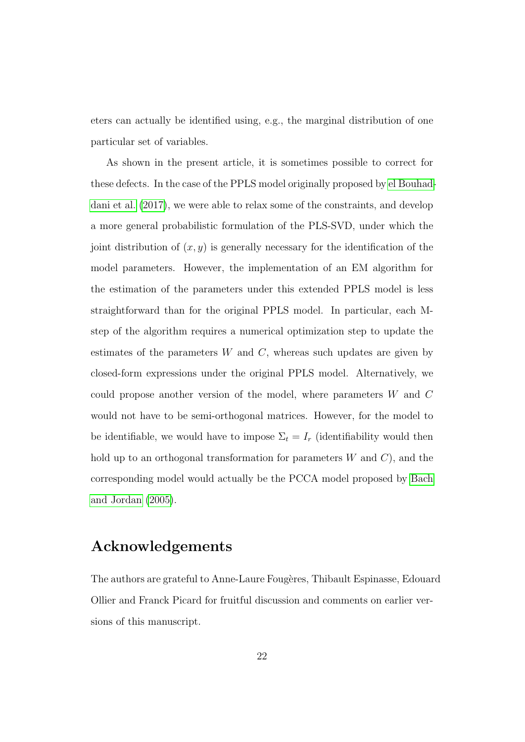eters can actually be identified using, e.g., the marginal distribution of one particular set of variables.

As shown in the present article, it is sometimes possible to correct for these defects. In the case of the PPLS model originally proposed by el Bouhaddani et al. (2017), we were able to relax some of the constraints, and develop a more general probabilistic formulation of the PLS-SVD, under which the joint distribution of $(x, y)$ is generally necessary for the identification of the model parameters. However, the implementation of an EM algorithm for the estimation of the parameters under this extended PPLS model is less straightforward than for the original PPLS model. In particular, each M-step of the algorithm requires a numerical optimization step to update the estimates of the parameters $W$ and $C$, whereas such updates are given by closed-form expressions under the original PPLS model. Alternatively, we could propose another version of the model, where parameters $W$ and $C$ would not have to be semi-orthogonal matrices. However, for the model to be identifiable, we would have to impose $\Sigma_t = I_r$ (identifiability would then hold up to an orthogonal transformation for parameters $W$ and $C$), and the corresponding model would actually be the PCCA model proposed by Bach and Jordan (2005).

## Acknowledgements

The authors are grateful to Anne-Laure Fougères, Thibault Espinasse, Edouard Ollier and Franck Picard for fruitful discussion and comments on earlier versions of this manuscript.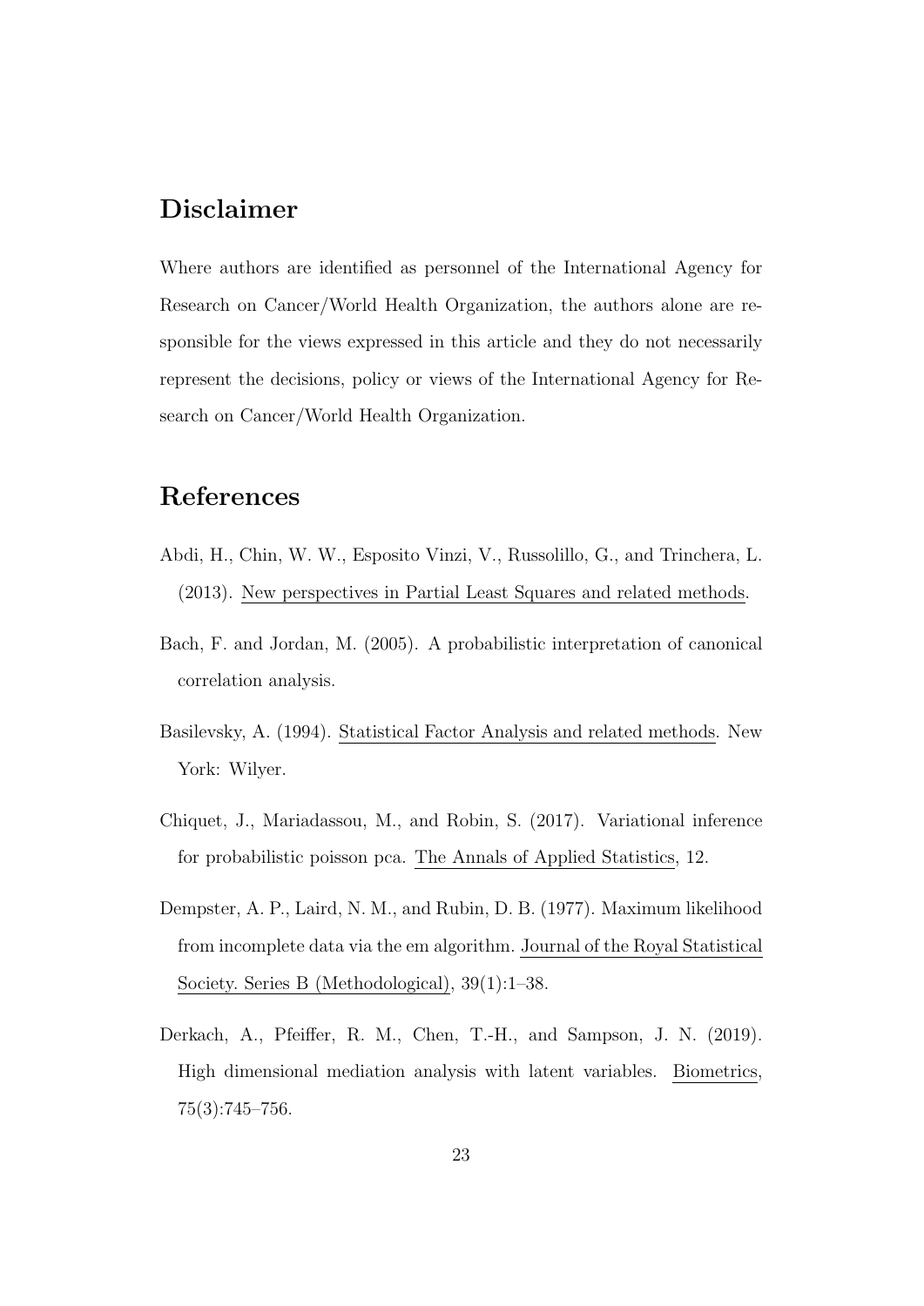## Disclaimer

Where authors are identified as personnel of the International Agency for Research on Cancer/World Health Organization, the authors alone are responsible for the views expressed in this article and they do not necessarily represent the decisions, policy or views of the International Agency for Research on Cancer/World Health Organization.

## References

Abdi, H., Chin, W. W., Esposito Vinzi, V., Russolillo, G., and Trinchera, L. (2013). New perspectives in Partial Least Squares and related methods.

Bach, F. and Jordan, M. (2005). A probabilistic interpretation of canonical correlation analysis.

Basilevsky, A. (1994). Statistical Factor Analysis and related methods. New York: Wilyer.

Chiquet, J., Mariadassou, M., and Robin, S. (2017). Variational inference for probabilistic poisson pca. The Annals of Applied Statistics, 12.

Dempster, A. P., Laird, N. M., and Rubin, D. B. (1977). Maximum likelihood from incomplete data via the em algorithm. Journal of the Royal Statistical Society. Series B (Methodological), 39(1):1–38.

Derkach, A., Pfeiffer, R. M., Chen, T.-H., and Sampson, J. N. (2019). High dimensional mediation analysis with latent variables. Biometrics, 75(3):745–756.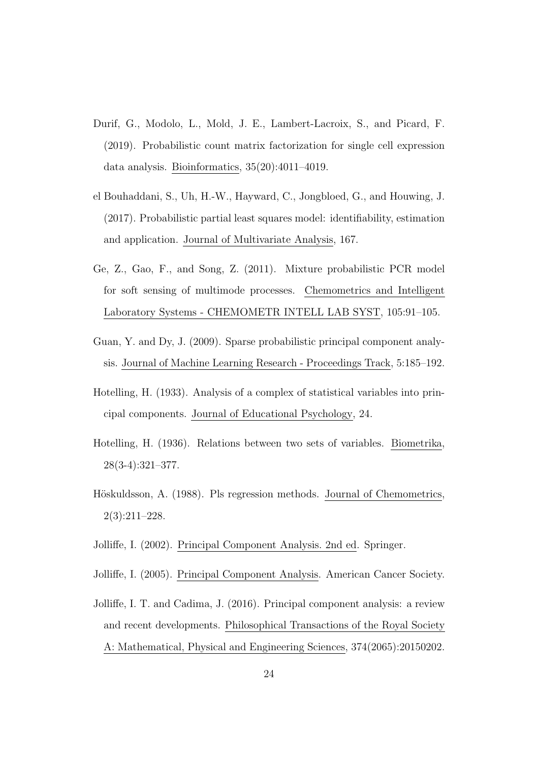Durif, G., Modolo, L., Mold, J. E., Lambert-Lacroix, S., and Picard, F. (2019). Probabilistic count matrix factorization for single cell expression data analysis. Bioinformatics, 35(20):4011–4019.

el Bouhaddani, S., Uh, H.-W., Hayward, C., Jongbloed, G., and Houwing, J. (2017). Probabilistic partial least squares model: identifiability, estimation and application. Journal of Multivariate Analysis, 167.

Ge, Z., Gao, F., and Song, Z. (2011). Mixture probabilistic PCR model for soft sensing of multimode processes. Chemometrics and Intelligent Laboratory Systems - CHEMOMETR INTELL LAB SYST, 105:91–105.

Guan, Y. and Dy, J. (2009). Sparse probabilistic principal component analysis. Journal of Machine Learning Research - Proceedings Track, 5:185–192.

Hotelling, H. (1933). Analysis of a complex of statistical variables into principal components. Journal of Educational Psychology, 24.

Hotelling, H. (1936). Relations between two sets of variables. Biometrika, 28(3-4):321–377.

Höskuldsson, A. (1988). Pls regression methods. Journal of Chemometrics, 2(3):211–228.

Jolliffe, I. (2002). Principal Component Analysis. 2nd ed. Springer.

Jolliffe, I. (2005). Principal Component Analysis. American Cancer Society.

Jolliffe, I. T. and Cadima, J. (2016). Principal component analysis: a review and recent developments. Philosophical Transactions of the Royal Society A: Mathematical, Physical and Engineering Sciences, 374(2065):20150202.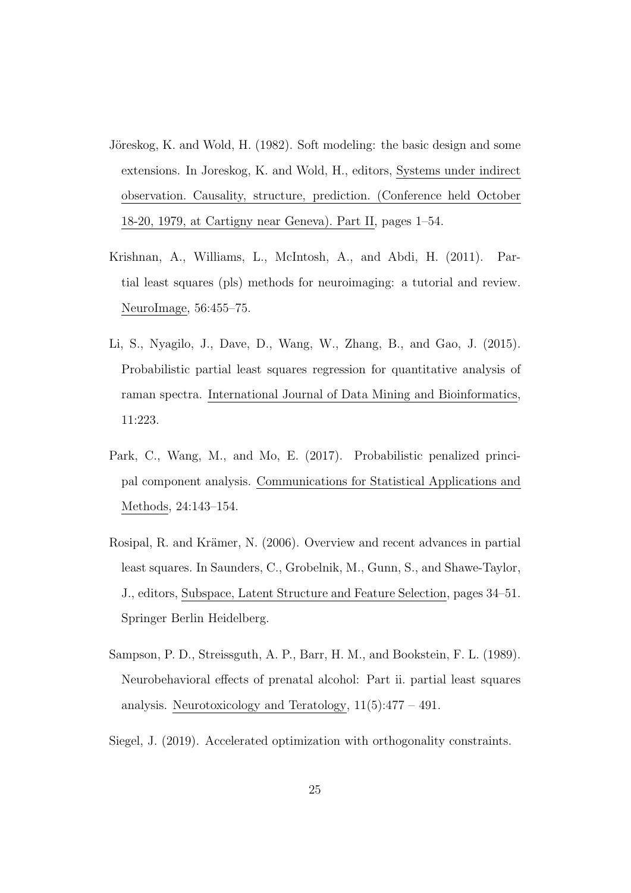Jöreskog, K. and Wold, H. (1982). Soft modeling: the basic design and some extensions. In Joreskog, K. and Wold, H., editors, Systems under indirect observation. Causality, structure, prediction. (Conference held October 18-20, 1979, at Cartigny near Geneva). Part II, pages 1–54.

Krishnan, A., Williams, L., McIntosh, A., and Abdi, H. (2011). Partial least squares (pls) methods for neuroimaging: a tutorial and review. NeuroImage, 56:455–75.

Li, S., Nyagilo, J., Dave, D., Wang, W., Zhang, B., and Gao, J. (2015). Probabilistic partial least squares regression for quantitative analysis of raman spectra. International Journal of Data Mining and Bioinformatics, 11:223.

Park, C., Wang, M., and Mo, E. (2017). Probabilistic penalized principal component analysis. Communications for Statistical Applications and Methods, 24:143–154.

Rosipal, R. and Krämer, N. (2006). Overview and recent advances in partial least squares. In Saunders, C., Grobelnik, M., Gunn, S., and Shawe-Taylor, J., editors, Subspace, Latent Structure and Feature Selection, pages 34–51. Springer Berlin Heidelberg.

Sampson, P. D., Streissguth, A. P., Barr, H. M., and Bookstein, F. L. (1989). Neurobehavioral effects of prenatal alcohol: Part ii. partial least squares analysis. Neurotoxicology and Teratology, 11(5):477 – 491.

Siegel, J. (2019). Accelerated optimization with orthogonality constraints.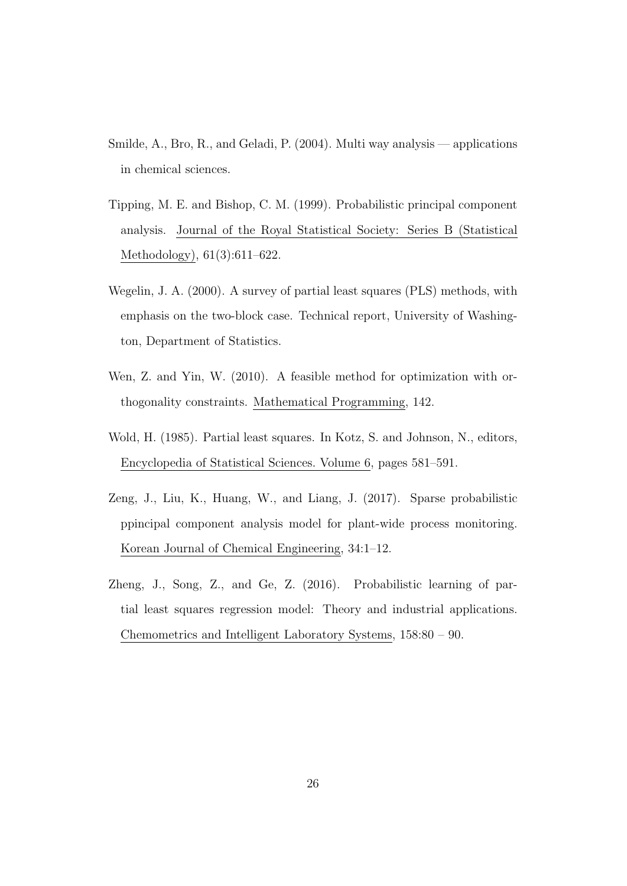Smilde, A., Bro, R., and Geladi, P. (2004). Multi way analysis — applications in chemical sciences.

Tipping, M. E. and Bishop, C. M. (1999). Probabilistic principal component analysis. Journal of the Royal Statistical Society: Series B (Statistical Methodology), 61(3):611–622.

Wegelin, J. A. (2000). A survey of partial least squares (PLS) methods, with emphasis on the two-block case. Technical report, University of Washington, Department of Statistics.

Wen, Z. and Yin, W. (2010). A feasible method for optimization with orthogonality constraints. Mathematical Programming, 142.

Wold, H. (1985). Partial least squares. In Kotz, S. and Johnson, N., editors, Encyclopedia of Statistical Sciences. Volume 6, pages 581–591.

Zeng, J., Liu, K., Huang, W., and Liang, J. (2017). Sparse probabilistic ppincipal component analysis model for plant-wide process monitoring. Korean Journal of Chemical Engineering, 34:1–12.

Zheng, J., Song, Z., and Ge, Z. (2016). Probabilistic learning of partial least squares regression model: Theory and industrial applications. Chemometrics and Intelligent Laboratory Systems, 158:80 – 90.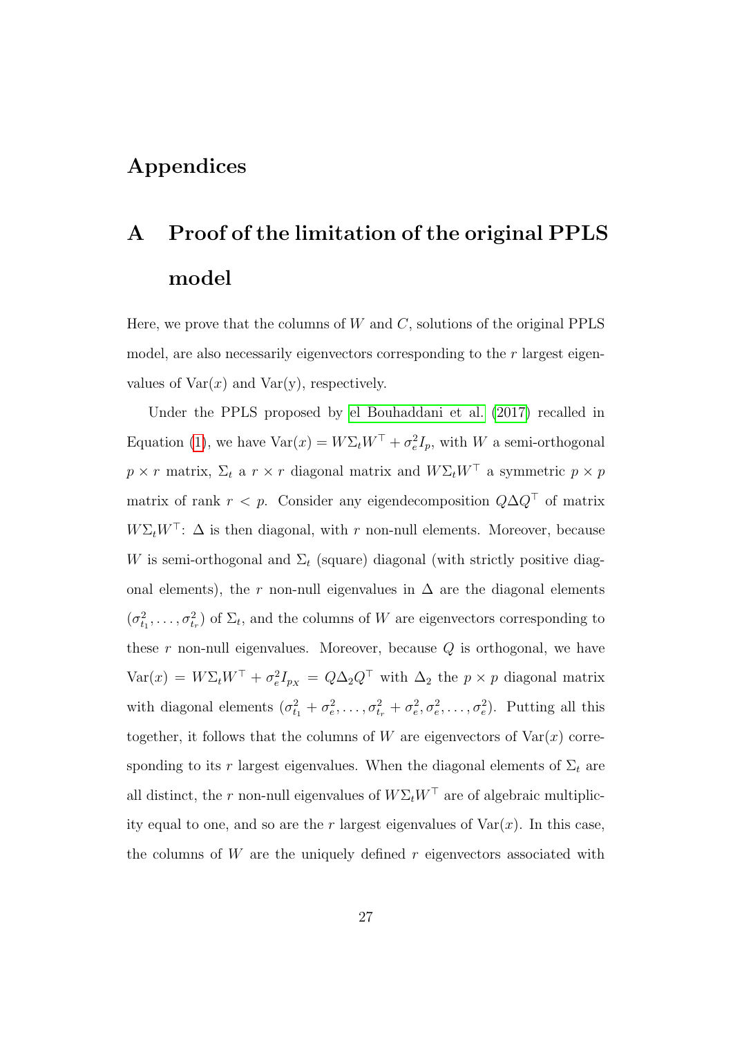# Appendices

# A Proof of the limitation of the original PPLS model

Here, we prove that the columns of $W$ and $C$, solutions of the original PPLS model, are also necessarily eigenvectors corresponding to the $r$ largest eigenvalues of $\mathrm{Var}(x)$ and $\mathrm{Var}(\mathrm{y})$, respectively.

Under the PPLS proposed by el Bouhaddani et al. (2017) recalled in Equation (1), we have $\mathrm{Var}(x) = W\Sigma_t W^\top + \sigma_e^2 I_p$, with $W$ a semi-orthogonal $p \times r$ matrix, $\Sigma_t$ a $r \times r$ diagonal matrix and $W\Sigma_t W^\top$ a symmetric $p \times p$ matrix of rank $r < p$. Consider any eigendecomposition $Q\Delta Q^\top$ of matrix $W\Sigma_t W^\top$: $\Delta$ is then diagonal, with $r$ non-null elements. Moreover, because $W$ is semi-orthogonal and $\Sigma_t$ (square) diagonal (with strictly positive diagonal elements), the $r$ non-null eigenvalues in $\Delta$ are the diagonal elements $(\sigma_{t_1}^2, \ldots, \sigma_{t_r}^2)$ of $\Sigma_t$, and the columns of $W$ are eigenvectors corresponding to these $r$ non-null eigenvalues. Moreover, because $Q$ is orthogonal, we have $\mathrm{Var}(x) = W\Sigma_t W^\top + \sigma_e^2 I_{p_X} = Q\Delta_2 Q^\top$ with $\Delta_2$ the $p \times p$ diagonal matrix with diagonal elements $(\sigma_{t_1}^2 + \sigma_e^2, \ldots, \sigma_{t_r}^2 + \sigma_e^2, \sigma_e^2, \ldots, \sigma_e^2)$. Putting all this together, it follows that the columns of $W$ are eigenvectors of $\mathrm{Var}(x)$ corresponding to its $r$ largest eigenvalues. When the diagonal elements of $\Sigma_t$ are all distinct, the $r$ non-null eigenvalues of $W\Sigma_t W^\top$ are of algebraic multiplicity equal to one, and so are the $r$ largest eigenvalues of $\mathrm{Var}(x)$. In this case, the columns of $W$ are the uniquely defined $r$ eigenvectors associated with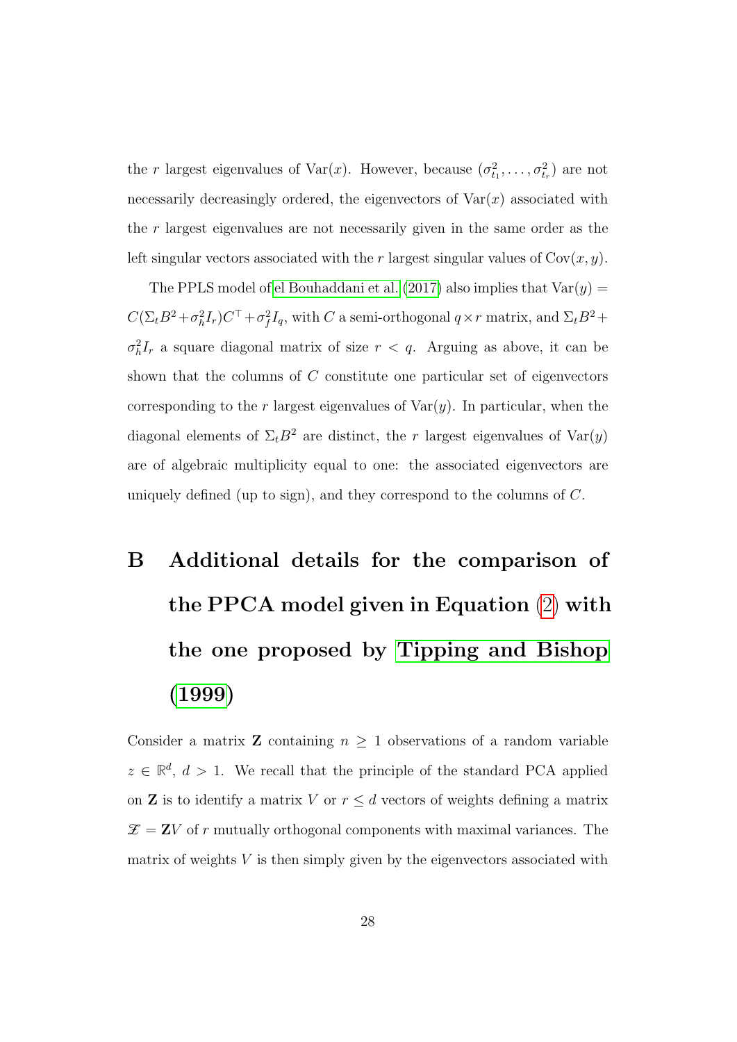the $r$ largest eigenvalues of $\mathrm{Var}(x)$. However, because $(\sigma^2_{t_1}, \ldots, \sigma^2_{t_r})$ are not necessarily decreasingly ordered, the eigenvectors of $\mathrm{Var}(x)$ associated with the $r$ largest eigenvalues are not necessarily given in the same order as the left singular vectors associated with the $r$ largest singular values of $\mathrm{Cov}(x, y)$.

The PPLS model of el Bouhaddani et al. (2017) also implies that $\mathrm{Var}(y) = C(\Sigma_t B^2 + \sigma^2_h I_r)C^\top + \sigma^2_f I_q$, with $C$ a semi-orthogonal $q \times r$ matrix, and $\Sigma_t B^2 + \sigma^2_h I_r$ a square diagonal matrix of size $r < q$. Arguing as above, it can be shown that the columns of $C$ constitute one particular set of eigenvectors corresponding to the $r$ largest eigenvalues of $\mathrm{Var}(y)$. In particular, when the diagonal elements of $\Sigma_t B^2$ are distinct, the $r$ largest eigenvalues of $\mathrm{Var}(y)$ are of algebraic multiplicity equal to one: the associated eigenvectors are uniquely defined (up to sign), and they correspond to the columns of $C$.

# B Additional details for the comparison of the PPCA model given in Equation (2) with the one proposed by Tipping and Bishop (1999)

Consider a matrix $\mathbf{Z}$ containing $n \geq 1$ observations of a random variable $z \in \mathbb{R}^d$, $d > 1$. We recall that the principle of the standard PCA applied on $\mathbf{Z}$ is to identify a matrix $V$ or $r \leq d$ vectors of weights defining a matrix $\mathscr{X} = \mathbf{Z}V$ of $r$ mutually orthogonal components with maximal variances. The matrix of weights $V$ is then simply given by the eigenvectors associated with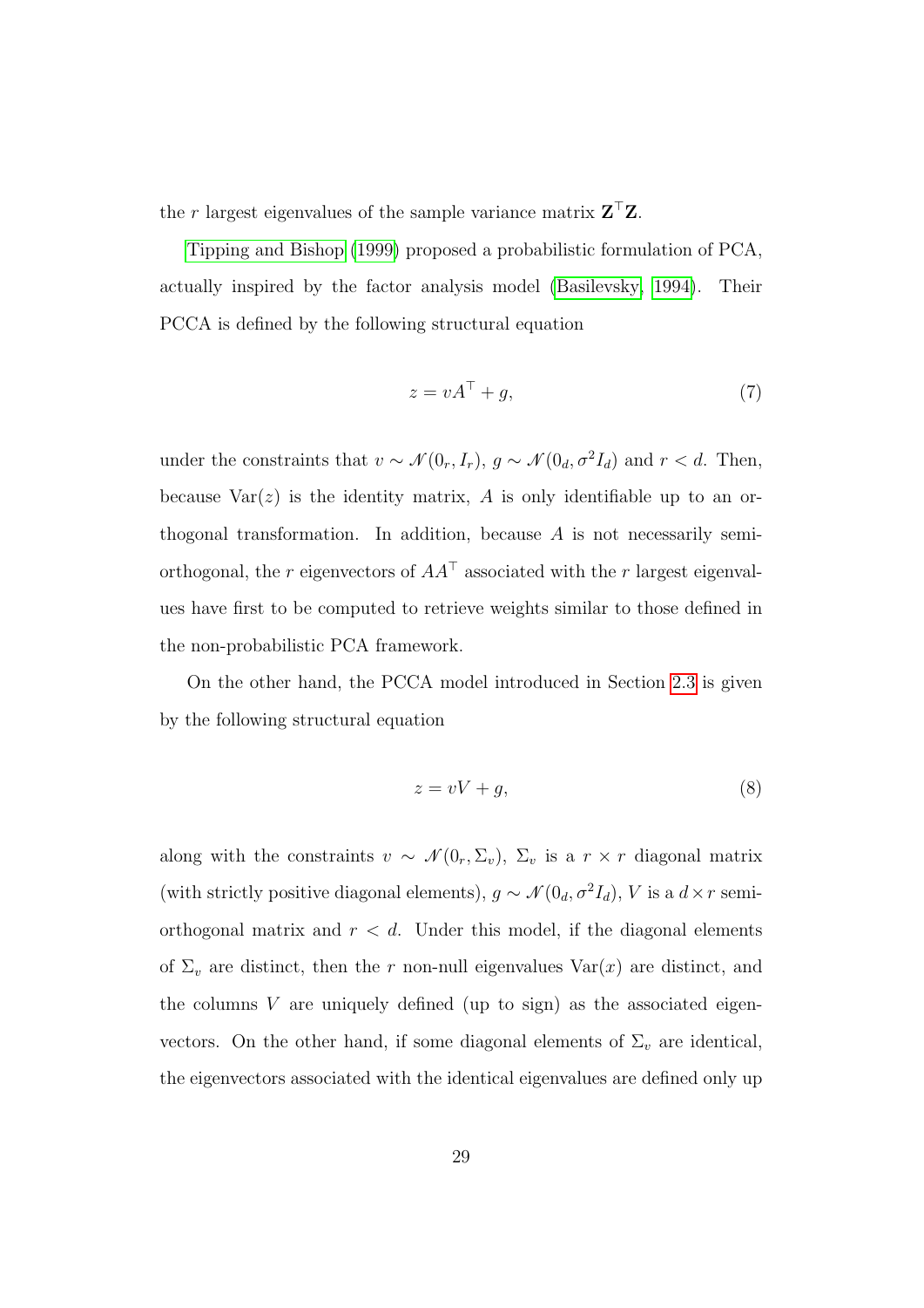the $r$ largest eigenvalues of the sample variance matrix $\mathbf{Z}^\top \mathbf{Z}$.

Tipping and Bishop (1999) proposed a probabilistic formulation of PCA, actually inspired by the factor analysis model (Basilevsky, 1994). Their PCCA is defined by the following structural equation

$$z = vA^\top + g, \tag{7}$$

under the constraints that $v \sim \mathcal{N}(0_r, I_r)$, $g \sim \mathcal{N}(0_d, \sigma^2 I_d)$ and $r < d$. Then, because $\mathrm{Var}(z)$ is the identity matrix, $A$ is only identifiable up to an orthogonal transformation. In addition, because $A$ is not necessarily semi-orthogonal, the $r$ eigenvectors of $AA^\top$ associated with the $r$ largest eigenvalues have first to be computed to retrieve weights similar to those defined in the non-probabilistic PCA framework.

On the other hand, the PCCA model introduced in Section 2.3 is given by the following structural equation

$$z = vV + g, \tag{8}$$

along with the constraints $v \sim \mathcal{N}(0_r, \Sigma_v)$, $\Sigma_v$ is a $r \times r$ diagonal matrix (with strictly positive diagonal elements), $g \sim \mathcal{N}(0_d, \sigma^2 I_d)$, $V$ is a $d \times r$ semi-orthogonal matrix and $r < d$. Under this model, if the diagonal elements of $\Sigma_v$ are distinct, then the $r$ non-null eigenvalues $\mathrm{Var}(x)$ are distinct, and the columns $V$ are uniquely defined (up to sign) as the associated eigenvectors. On the other hand, if some diagonal elements of $\Sigma_v$ are identical, the eigenvectors associated with the identical eigenvalues are defined only up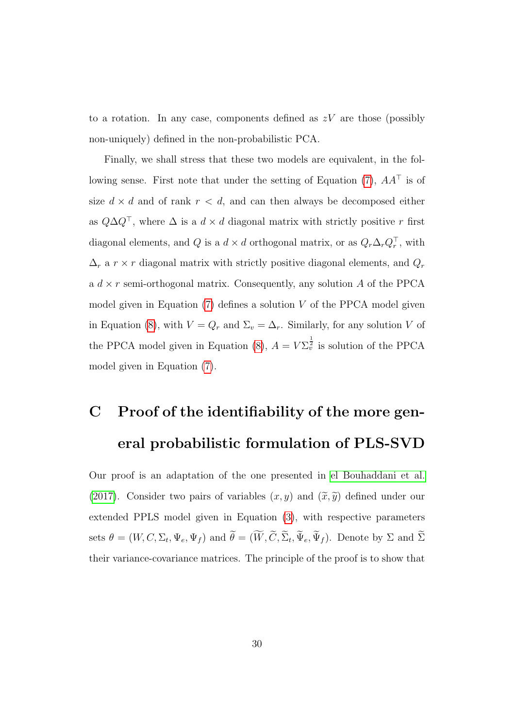to a rotation. In any case, components defined as $zV$ are those (possibly non-uniquely) defined in the non-probabilistic PCA.

Finally, we shall stress that these two models are equivalent, in the following sense. First note that under the setting of Equation (7), $AA^\top$ is of size $d \times d$ and of rank $r < d$, and can then always be decomposed either as $Q\Delta Q^\top$, where $\Delta$ is a $d \times d$ diagonal matrix with strictly positive $r$ first diagonal elements, and $Q$ is a $d \times d$ orthogonal matrix, or as $Q_r \Delta_r Q_r^\top$, with $\Delta_r$ a $r \times r$ diagonal matrix with strictly positive diagonal elements, and $Q_r$ a $d \times r$ semi-orthogonal matrix. Consequently, any solution $A$ of the PPCA model given in Equation (7) defines a solution $V$ of the PPCA model given in Equation (8), with $V = Q_r$ and $\Sigma_v = \Delta_r$. Similarly, for any solution $V$ of the PPCA model given in Equation (8), $A = V\Sigma_v^{\frac{1}{2}}$ is solution of the PPCA model given in Equation (7).

# C Proof of the identifiability of the more general probabilistic formulation of PLS-SVD

Our proof is an adaptation of the one presented in el Bouhaddani et al. (2017). Consider two pairs of variables $(x, y)$ and $(\widetilde{x}, \widetilde{y})$ defined under our extended PPLS model given in Equation (3), with respective parameters sets $\theta = (W, C, \Sigma_t, \Psi_e, \Psi_f)$ and $\widetilde{\theta} = (\widetilde{W}, \widetilde{C}, \widetilde{\Sigma}_t, \widetilde{\Psi}_e, \widetilde{\Psi}_f)$. Denote by $\Sigma$ and $\widetilde{\Sigma}$ their variance-covariance matrices. The principle of the proof is to show that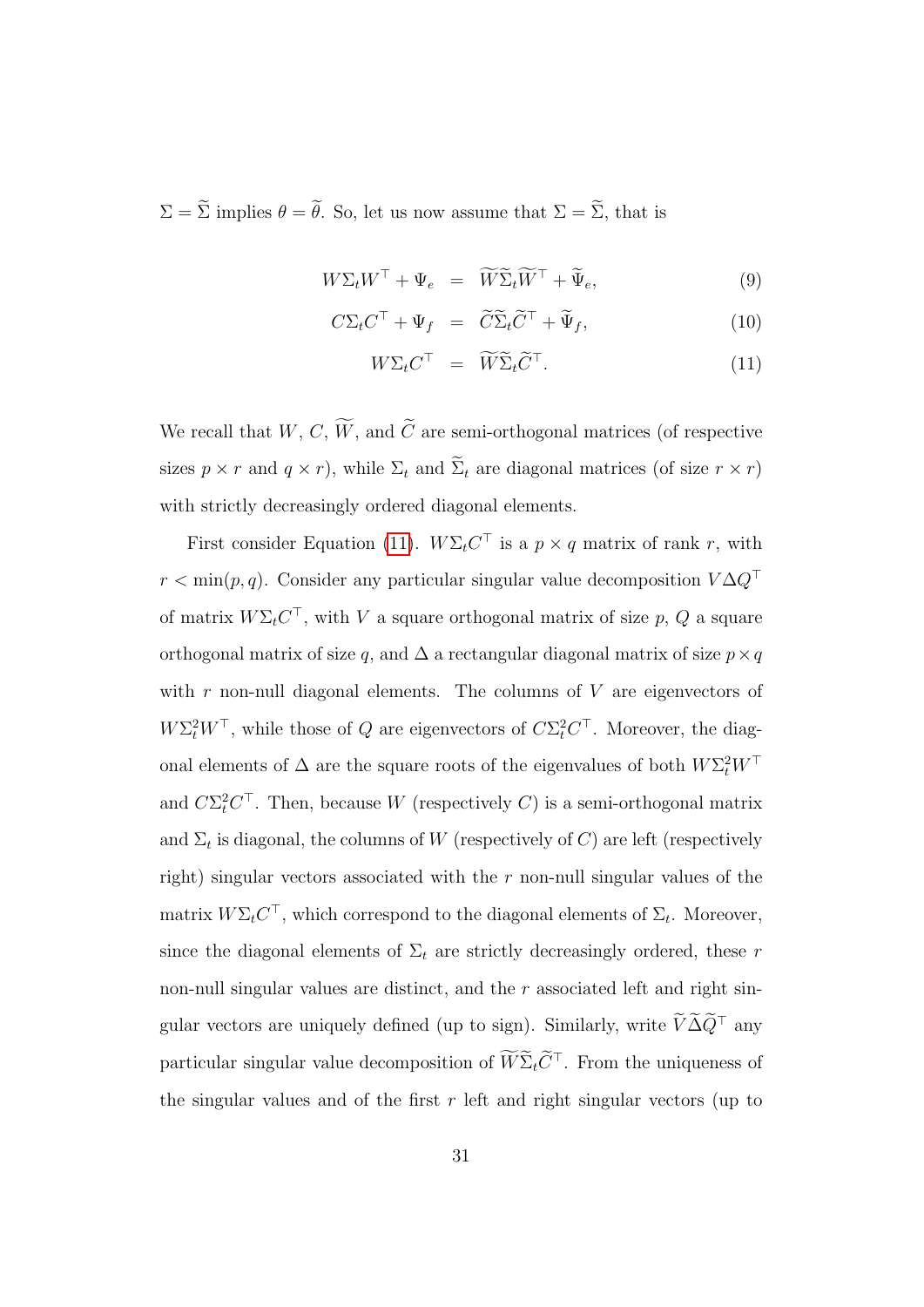$\Sigma = \widetilde{\Sigma}$ implies $\theta = \widetilde{\theta}$. So, let us now assume that $\Sigma = \widetilde{\Sigma}$, that is

$$W\Sigma_t W^\top + \Psi_e = \widetilde{W}\widetilde{\Sigma}_t\widetilde{W}^\top + \widetilde{\Psi}_e, \tag{9}$$

$$C\Sigma_t C^\top + \Psi_f = \widetilde{C}\widetilde{\Sigma}_t\widetilde{C}^\top + \widetilde{\Psi}_f, \tag{10}$$

$$W\Sigma_t C^\top = \widetilde{W}\widetilde{\Sigma}_t\widetilde{C}^\top. \tag{11}$$

We recall that $W$, $C$, $\widetilde{W}$, and $\widetilde{C}$ are semi-orthogonal matrices (of respective sizes $p \times r$ and $q \times r$), while $\Sigma_t$ and $\widetilde{\Sigma}_t$ are diagonal matrices (of size $r \times r$) with strictly decreasingly ordered diagonal elements.

First consider Equation (11). $W\Sigma_t C^\top$ is a $p \times q$ matrix of rank $r$, with $r < \min(p, q)$. Consider any particular singular value decomposition $V\Delta Q^\top$ of matrix $W\Sigma_t C^\top$, with $V$ a square orthogonal matrix of size $p$, $Q$ a square orthogonal matrix of size $q$, and $\Delta$ a rectangular diagonal matrix of size $p \times q$ with $r$ non-null diagonal elements. The columns of $V$ are eigenvectors of $W\Sigma_t^2 W^\top$, while those of $Q$ are eigenvectors of $C\Sigma_t^2 C^\top$. Moreover, the diagonal elements of $\Delta$ are the square roots of the eigenvalues of both $W\Sigma_t^2 W^\top$ and $C\Sigma_t^2 C^\top$. Then, because $W$ (respectively $C$) is a semi-orthogonal matrix and $\Sigma_t$ is diagonal, the columns of $W$ (respectively of $C$) are left (respectively right) singular vectors associated with the $r$ non-null singular values of the matrix $W\Sigma_t C^\top$, which correspond to the diagonal elements of $\Sigma_t$. Moreover, since the diagonal elements of $\Sigma_t$ are strictly decreasingly ordered, these $r$ non-null singular values are distinct, and the $r$ associated left and right singular vectors are uniquely defined (up to sign). Similarly, write $\widetilde{V}\widetilde{\Delta}\widetilde{Q}^\top$ any particular singular value decomposition of $\widetilde{W}\widetilde{\Sigma}_t\widetilde{C}^\top$. From the uniqueness of the singular values and of the first $r$ left and right singular vectors (up to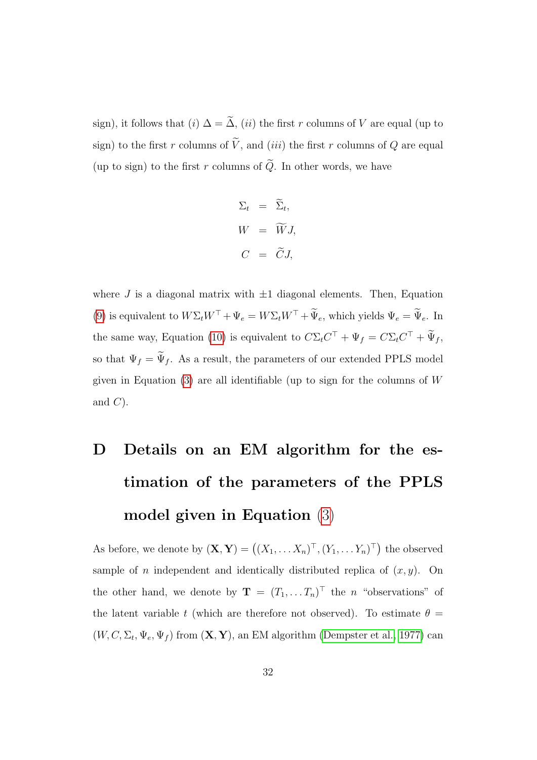sign), it follows that $(i)$ $\Delta = \widetilde{\Delta}$, $(ii)$ the first $r$ columns of $V$ are equal (up to sign) to the first $r$ columns of $\widetilde{V}$, and $(iii)$ the first $r$ columns of $Q$ are equal (up to sign) to the first $r$ columns of $\widetilde{Q}$. In other words, we have

$$
\begin{aligned}
\Sigma_t &= \widetilde{\Sigma}_t, \\
W &= \widetilde{W} J, \\
C &= \widetilde{C} J,
\end{aligned}
$$

where $J$ is a diagonal matrix with $\pm 1$ diagonal elements. Then, Equation (9) is equivalent to $W \Sigma_t W^\top + \Psi_e = W \Sigma_t W^\top + \widetilde{\Psi}_e$, which yields $\Psi_e = \widetilde{\Psi}_e$. In the same way, Equation (10) is equivalent to $C \Sigma_t C^\top + \Psi_f = C \Sigma_t C^\top + \widetilde{\Psi}_f$, so that $\Psi_f = \widetilde{\Psi}_f$. As a result, the parameters of our extended PPLS model given in Equation (3) are all identifiable (up to sign for the columns of $W$ and $C$).

# D Details on an EM algorithm for the estimation of the parameters of the PPLS model given in Equation (3)

As before, we denote by $(\mathbf{X}, \mathbf{Y}) = \left((X_1, \dots X_n)^\top, (Y_1, \dots Y_n)^\top\right)$ the observed sample of $n$ independent and identically distributed replica of $(x, y)$. On the other hand, we denote by $\mathbf{T} = (T_1, \dots T_n)^\top$ the $n$ "observations" of the latent variable $t$ (which are therefore not observed). To estimate $\theta = (W, C, \Sigma_t, \Psi_e, \Psi_f)$ from $(\mathbf{X}, \mathbf{Y})$, an EM algorithm (Dempster et al., 1977) can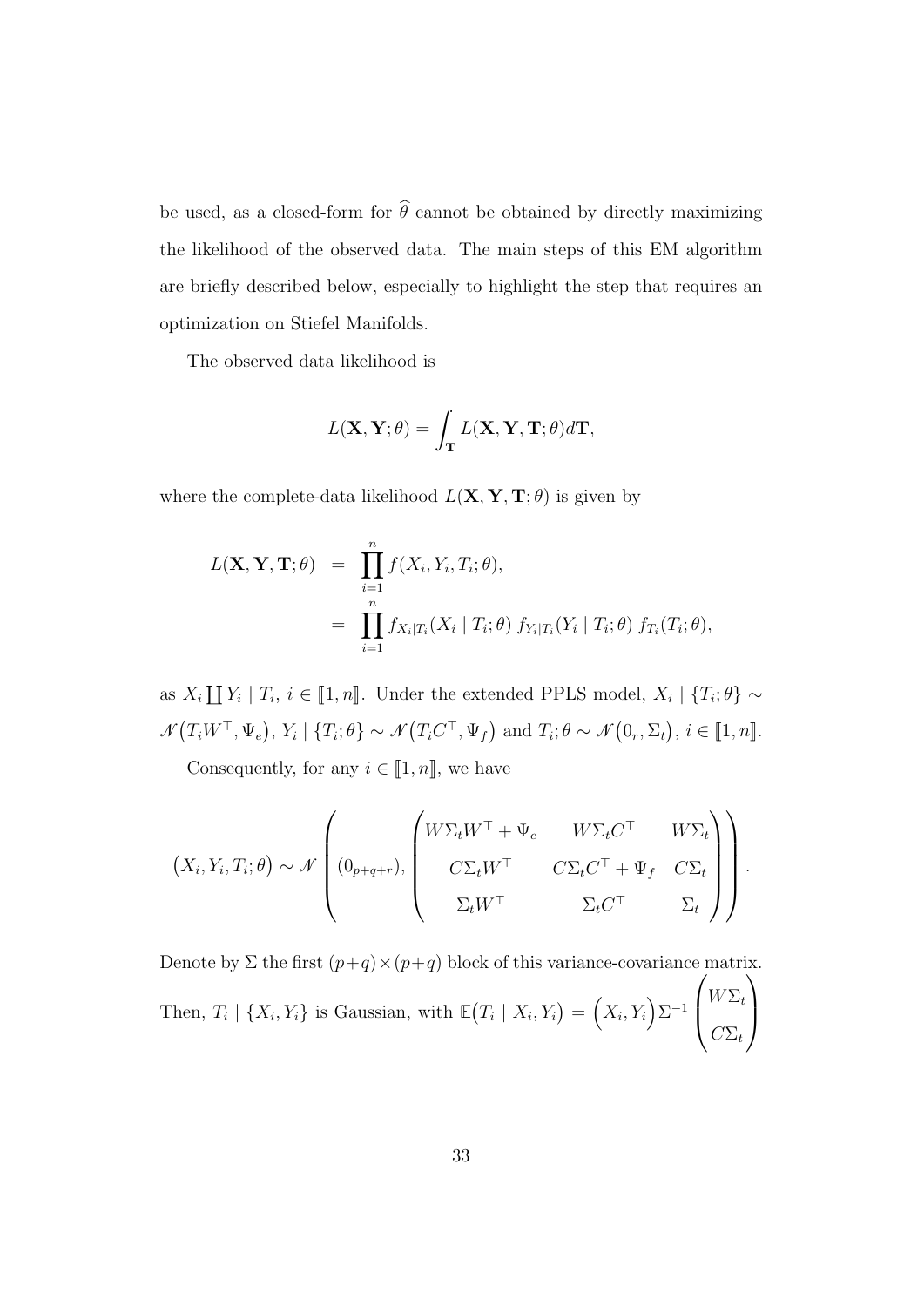be used, as a closed-form for $\widehat{\theta}$ cannot be obtained by directly maximizing the likelihood of the observed data. The main steps of this EM algorithm are briefly described below, especially to highlight the step that requires an optimization on Stiefel Manifolds.

The observed data likelihood is

$$L(\mathbf{X}, \mathbf{Y}; \theta) = \int_{\mathbf{T}} L(\mathbf{X}, \mathbf{Y}, \mathbf{T}; \theta) d\mathbf{T},$$

where the complete-data likelihood $L(\mathbf{X}, \mathbf{Y}, \mathbf{T}; \theta)$ is given by

$$\begin{aligned} L(\mathbf{X}, \mathbf{Y}, \mathbf{T}; \theta) &= \prod_{i=1}^{n} f(X_i, Y_i, T_i; \theta), \\ &= \prod_{i=1}^{n} f_{X_i|T_i}(X_i \mid T_i; \theta)\, f_{Y_i|T_i}(Y_i \mid T_i; \theta)\, f_{T_i}(T_i; \theta), \end{aligned}$$

as $X_i \coprod Y_i \mid T_i$, $i \in [\![1, n]\!]$. Under the extended PPLS model, $X_i \mid \{T_i; \theta\} \sim \mathcal{N}\big(T_i W^\top, \Psi_e\big)$, $Y_i \mid \{T_i; \theta\} \sim \mathcal{N}\big(T_i C^\top, \Psi_f\big)$ and $T_i; \theta \sim \mathcal{N}\big(0_r, \Sigma_t\big)$, $i \in [\![1, n]\!]$.

Consequently, for any $i \in [\![1, n]\!]$, we have

$$\big(X_i, Y_i, T_i; \theta\big) \sim \mathcal{N}\left((0_{p+q+r}), \begin{pmatrix} W\Sigma_t W^\top + \Psi_e & W\Sigma_t C^\top & W\Sigma_t \\ C\Sigma_t W^\top & C\Sigma_t C^\top + \Psi_f & C\Sigma_t \\ \Sigma_t W^\top & \Sigma_t C^\top & \Sigma_t \end{pmatrix}\right).$$

Denote by $\Sigma$ the first $(p+q)\times(p+q)$ block of this variance-covariance matrix. Then, $T_i \mid \{X_i, Y_i\}$ is Gaussian, with $\mathbb{E}\big(T_i \mid X_i, Y_i\big) = \Big(X_i, Y_i\Big)\Sigma^{-1}\begin{pmatrix} W\Sigma_t \\ C\Sigma_t \end{pmatrix}$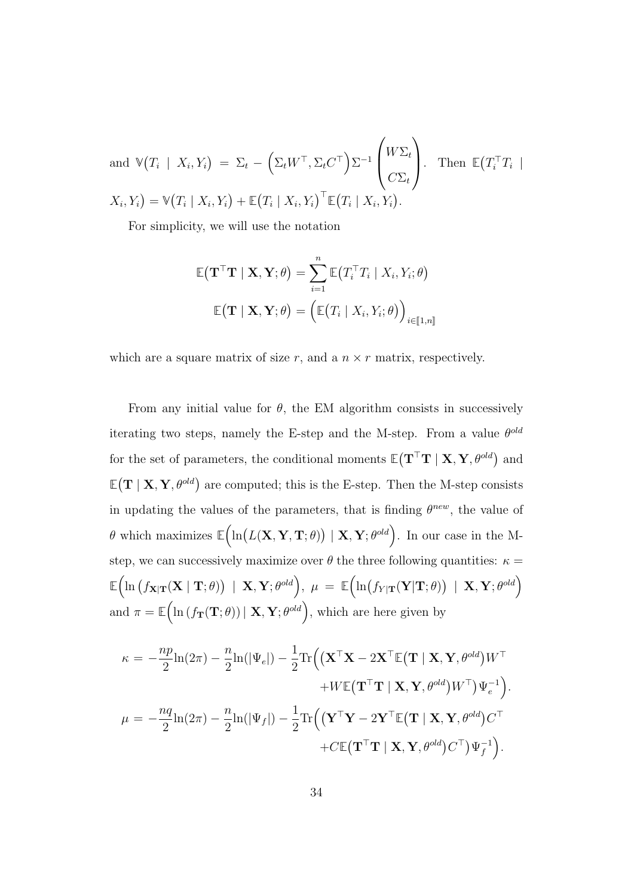and $\mathbb{V}\big(T_i \mid X_i, Y_i\big) = \Sigma_t - \Big(\Sigma_t W^\top, \Sigma_t C^\top\Big)\Sigma^{-1}\begin{pmatrix} W\Sigma_t \\ C\Sigma_t \end{pmatrix}$. Then $\mathbb{E}\big(T_i^\top T_i \mid X_i, Y_i\big) = \mathbb{V}\big(T_i \mid X_i, Y_i\big) + \mathbb{E}\big(T_i \mid X_i, Y_i\big)^\top \mathbb{E}\big(T_i \mid X_i, Y_i\big)$.

For simplicity, we will use the notation

$$
\mathbb{E}\big(\mathbf{T}^\top \mathbf{T} \mid \mathbf{X}, \mathbf{Y}; \theta\big) = \sum_{i=1}^{n} \mathbb{E}\big(T_i^\top T_i \mid X_i, Y_i; \theta\big)
$$

$$
\mathbb{E}\big(\mathbf{T} \mid \mathbf{X}, \mathbf{Y}; \theta\big) = \Big(\mathbb{E}\big(T_i \mid X_i, Y_i; \theta\big)\Big)_{i \in [\![1,n]\!]}
$$

which are a square matrix of size $r$, and a $n \times r$ matrix, respectively.

From any initial value for $\theta$, the EM algorithm consists in successively iterating two steps, namely the E-step and the M-step. From a value $\theta^{old}$ for the set of parameters, the conditional moments $\mathbb{E}\big(\mathbf{T}^\top \mathbf{T} \mid \mathbf{X}, \mathbf{Y}, \theta^{old}\big)$ and $\mathbb{E}\big(\mathbf{T} \mid \mathbf{X}, \mathbf{Y}, \theta^{old}\big)$ are computed; this is the E-step. Then the M-step consists in updating the values of the parameters, that is finding $\theta^{new}$, the value of $\theta$ which maximizes $\mathbb{E}\Big(\ln\big(L(\mathbf{X}, \mathbf{Y}, \mathbf{T}; \theta)\big) \mid \mathbf{X}, \mathbf{Y}; \theta^{old}\Big)$. In our case in the M-step, we can successively maximize over $\theta$ the three following quantities: $\kappa = \mathbb{E}\Big(\ln\big(f_{\mathbf{X}|\mathbf{T}}(\mathbf{X} \mid \mathbf{T}; \theta)\big) \mid \mathbf{X}, \mathbf{Y}; \theta^{old}\Big)$, $\mu = \mathbb{E}\Big(\ln\big(f_{Y|\mathbf{T}}(\mathbf{Y}|\mathbf{T}; \theta)\big) \mid \mathbf{X}, \mathbf{Y}; \theta^{old}\Big)$ and $\pi = \mathbb{E}\Big(\ln\big(f_{\mathbf{T}}(\mathbf{T}; \theta)\big) \mid \mathbf{X}, \mathbf{Y}; \theta^{old}\Big)$, which are here given by

$$
\begin{aligned}
\kappa = {} & -\frac{np}{2}\ln(2\pi) - \frac{n}{2}\ln(|\Psi_e|) - \frac{1}{2}\mathrm{Tr}\Big(\big(\mathbf{X}^\top \mathbf{X} - 2\mathbf{X}^\top \mathbb{E}\big(\mathbf{T} \mid \mathbf{X}, \mathbf{Y}, \theta^{old}\big)W^\top \\
& + W\mathbb{E}\big(\mathbf{T}^\top \mathbf{T} \mid \mathbf{X}, \mathbf{Y}, \theta^{old}\big)W^\top\big)\Psi_e^{-1}\Big). \\
\mu = {} & -\frac{nq}{2}\ln(2\pi) - \frac{n}{2}\ln(|\Psi_f|) - \frac{1}{2}\mathrm{Tr}\Big(\big(\mathbf{Y}^\top \mathbf{Y} - 2\mathbf{Y}^\top \mathbb{E}\big(\mathbf{T} \mid \mathbf{X}, \mathbf{Y}, \theta^{old}\big)C^\top \\
& + C\mathbb{E}\big(\mathbf{T}^\top \mathbf{T} \mid \mathbf{X}, \mathbf{Y}, \theta^{old}\big)C^\top\big)\Psi_f^{-1}\Big).
\end{aligned}
$$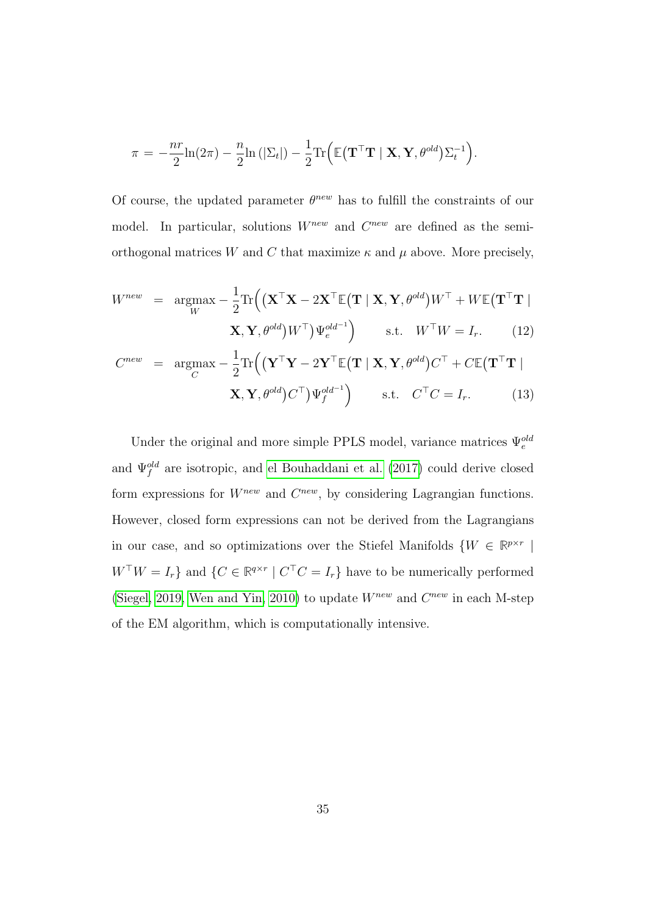$$\pi = -\frac{nr}{2}\ln(2\pi) - \frac{n}{2}\ln\left(|\Sigma_t|\right) - \frac{1}{2}\mathrm{Tr}\Big(\mathbb{E}\big(\mathbf{T}^\top\mathbf{T} \mid \mathbf{X},\mathbf{Y},\theta^{old}\big)\Sigma_t^{-1}\Big).$$

Of course, the updated parameter $\theta^{new}$ has to fulfill the constraints of our model. In particular, solutions $W^{new}$ and $C^{new}$ are defined as the semi-orthogonal matrices $W$ and $C$ that maximize $\kappa$ and $\mu$ above. More precisely,

$$W^{new} = \underset{W}{\mathrm{argmax}} - \frac{1}{2}\mathrm{Tr}\Big(\big(\mathbf{X}^\top\mathbf{X} - 2\mathbf{X}^\top\mathbb{E}\big(\mathbf{T} \mid \mathbf{X},\mathbf{Y},\theta^{old}\big)W^\top + W\mathbb{E}\big(\mathbf{T}^\top\mathbf{T} \mid \mathbf{X},\mathbf{Y},\theta^{old}\big)W^\top\big)\Psi_e^{old^{-1}}\Big) \qquad \text{s.t.} \quad W^\top W = I_r. \tag{12}$$

$$C^{new} = \underset{C}{\mathrm{argmax}} - \frac{1}{2}\mathrm{Tr}\Big(\big(\mathbf{Y}^\top\mathbf{Y} - 2\mathbf{Y}^\top\mathbb{E}\big(\mathbf{T} \mid \mathbf{X},\mathbf{Y},\theta^{old}\big)C^\top + C\mathbb{E}\big(\mathbf{T}^\top\mathbf{T} \mid \mathbf{X},\mathbf{Y},\theta^{old}\big)C^\top\big)\Psi_f^{old^{-1}}\Big) \qquad \text{s.t.} \quad C^\top C = I_r. \tag{13}$$

Under the original and more simple PPLS model, variance matrices $\Psi_e^{old}$ and $\Psi_f^{old}$ are isotropic, and el Bouhaddani et al. (2017) could derive closed form expressions for $W^{new}$ and $C^{new}$, by considering Lagrangian functions. However, closed form expressions can not be derived from the Lagrangians in our case, and so optimizations over the Stiefel Manifolds $\{W \in \mathbb{R}^{p\times r} \mid W^\top W = I_r\}$ and $\{C \in \mathbb{R}^{q\times r} \mid C^\top C = I_r\}$ have to be numerically performed (Siegel, 2019, Wen and Yin, 2010) to update $W^{new}$ and $C^{new}$ in each M-step of the EM algorithm, which is computationally intensive.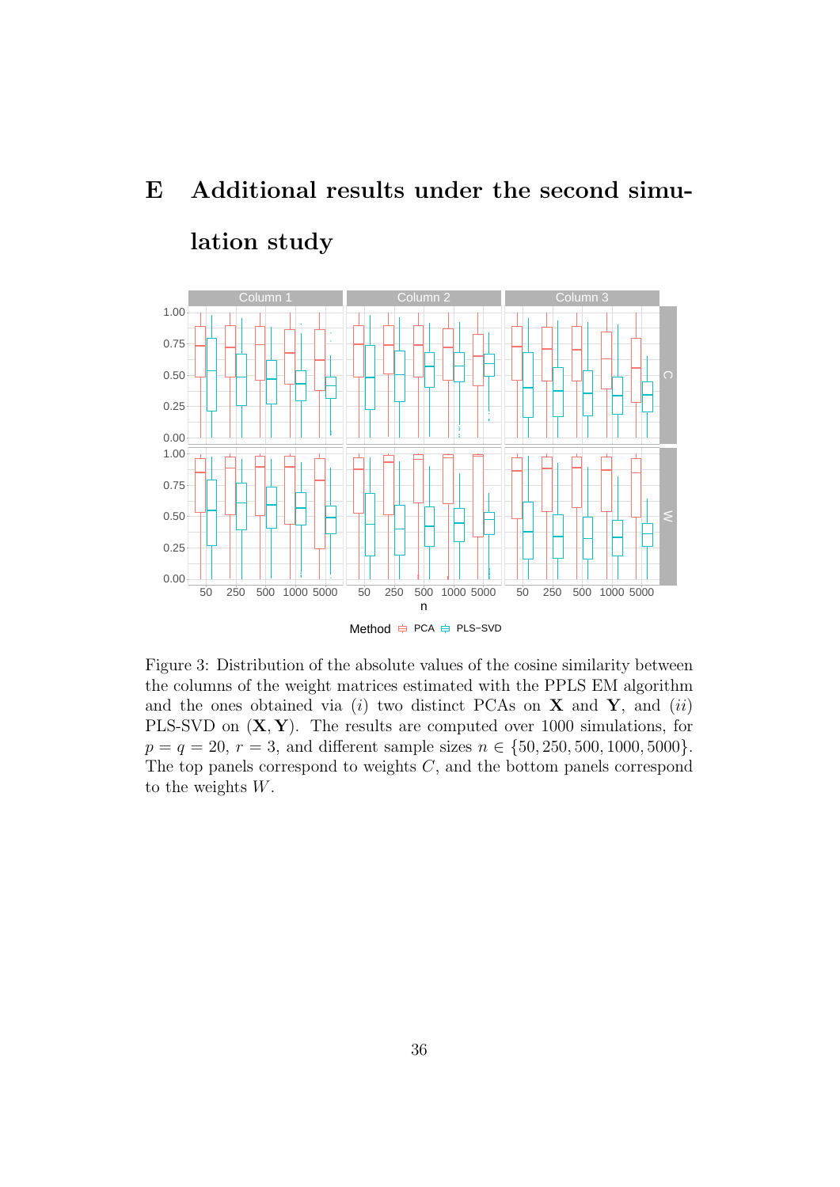# E Additional results under the second simulation study

Column 1
Column 2
Column 3
C
W
1.00
0.75
0.50
0.25
0.00
50 250 500 1000 5000
n
Method PCA PLS−SVD

Figure 3: Distribution of the absolute values of the cosine similarity between the columns of the weight matrices estimated with the PPLS EM algorithm and the ones obtained via (*i*) two distinct PCAs on $\mathbf{X}$ and $\mathbf{Y}$, and (*ii*) PLS-SVD on $(\mathbf{X}, \mathbf{Y})$. The results are computed over 1000 simulations, for $p = q = 20$, $r = 3$, and different sample sizes $n \in \{50, 250, 500, 1000, 5000\}$. The top panels correspond to weights $C$, and the bottom panels correspond to the weights $W$.